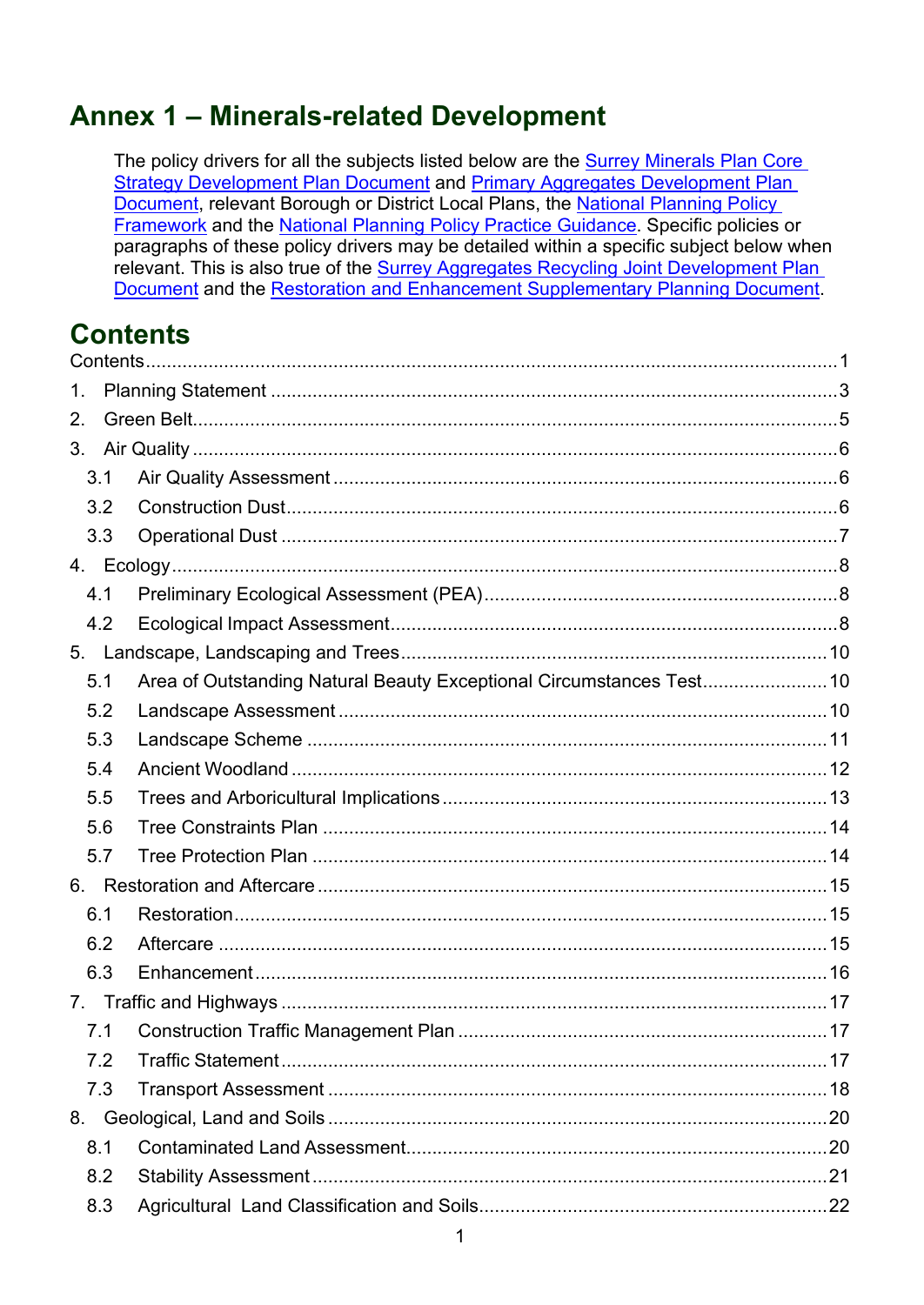# Annex 1 – Minerals-related Development

The policy drivers for all the subjects listed below are the Surrey Minerals Plan Core Strategy Development Plan Document and Primary Aggregates Development Plan Document, relevant Borough or District Local Plans, the National Planning Policy Framework and the National Planning Policy Practice Guidance. Specific policies or paragraphs of these policy drivers may be detailed within a specific subject below when relevant. This is also true of the Surrey Aggregates Recycling Joint Development Plan Document and the Restoration and Enhancement Supplementary Planning Document.

# Contents

Contents ..... 1

1. Planning Statement ..... 3
2. Green Belt ..... 5
3. Air Quality ..... 6
   - 3.1 Air Quality Assessment ..... 6
   - 3.2 Construction Dust ..... 6
   - 3.3 Operational Dust ..... 7
4. Ecology ..... 8
   - 4.1 Preliminary Ecological Assessment (PEA) ..... 8
   - 4.2 Ecological Impact Assessment ..... 8
5. Landscape, Landscaping and Trees ..... 10
   - 5.1 Area of Outstanding Natural Beauty Exceptional Circumstances Test ..... 10
   - 5.2 Landscape Assessment ..... 10
   - 5.3 Landscape Scheme ..... 11
   - 5.4 Ancient Woodland ..... 12
   - 5.5 Trees and Arboricultural Implications ..... 13
   - 5.6 Tree Constraints Plan ..... 14
   - 5.7 Tree Protection Plan ..... 14
6. Restoration and Aftercare ..... 15
   - 6.1 Restoration ..... 15
   - 6.2 Aftercare ..... 15
   - 6.3 Enhancement ..... 16
7. Traffic and Highways ..... 17
   - 7.1 Construction Traffic Management Plan ..... 17
   - 7.2 Traffic Statement ..... 17
   - 7.3 Transport Assessment ..... 18
8. Geological, Land and Soils ..... 20
   - 8.1 Contaminated Land Assessment ..... 20
   - 8.2 Stability Assessment ..... 21
   - 8.3 Agricultural Land Classification and Soils ..... 22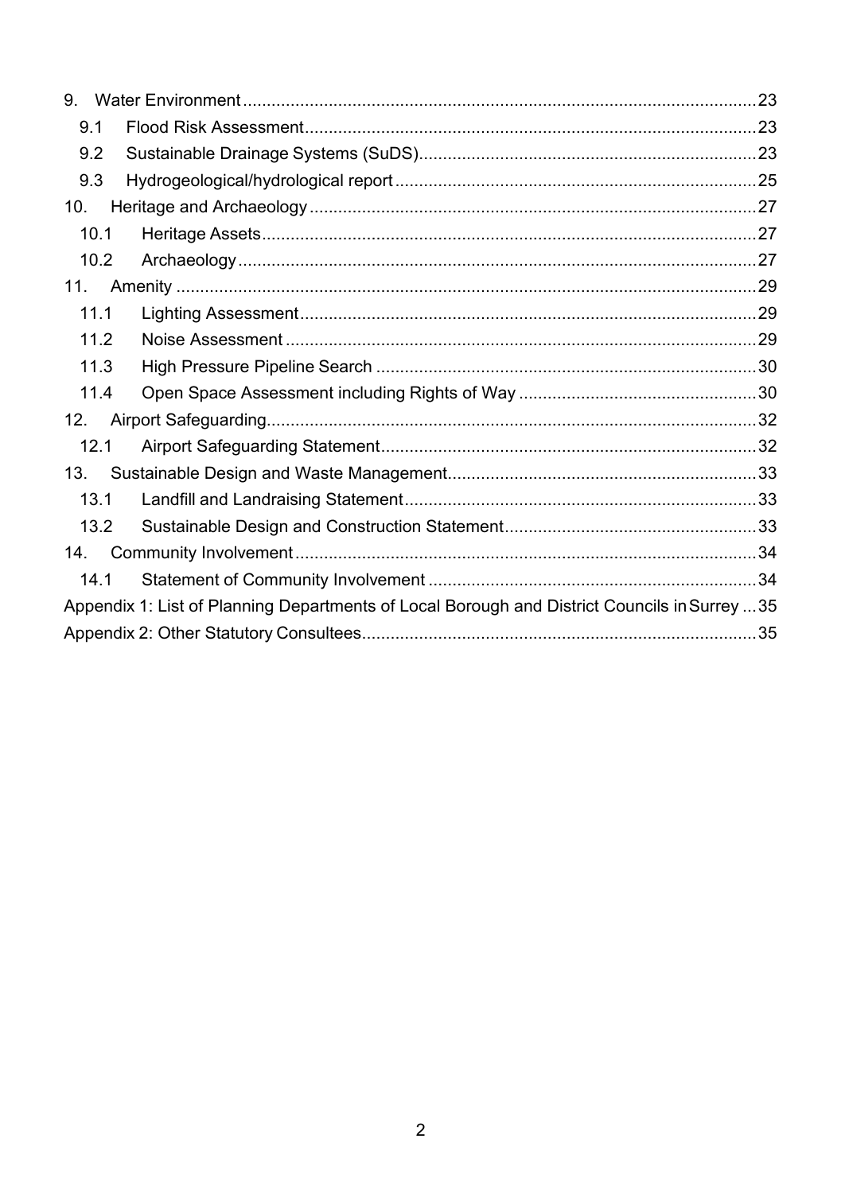9. Water Environment .......... 23
- 9.1 Flood Risk Assessment .......... 23
- 9.2 Sustainable Drainage Systems (SuDS) .......... 23
- 9.3 Hydrogeological/hydrological report .......... 25

10. Heritage and Archaeology .......... 27
- 10.1 Heritage Assets .......... 27
- 10.2 Archaeology .......... 27

11. Amenity .......... 29
- 11.1 Lighting Assessment .......... 29
- 11.2 Noise Assessment .......... 29
- 11.3 High Pressure Pipeline Search .......... 30
- 11.4 Open Space Assessment including Rights of Way .......... 30

12. Airport Safeguarding .......... 32
- 12.1 Airport Safeguarding Statement .......... 32

13. Sustainable Design and Waste Management .......... 33
- 13.1 Landfill and Landraising Statement .......... 33
- 13.2 Sustainable Design and Construction Statement .......... 33

14. Community Involvement .......... 34
- 14.1 Statement of Community Involvement .......... 34

Appendix 1: List of Planning Departments of Local Borough and District Councils in Surrey .......... 35

Appendix 2: Other Statutory Consultees .......... 35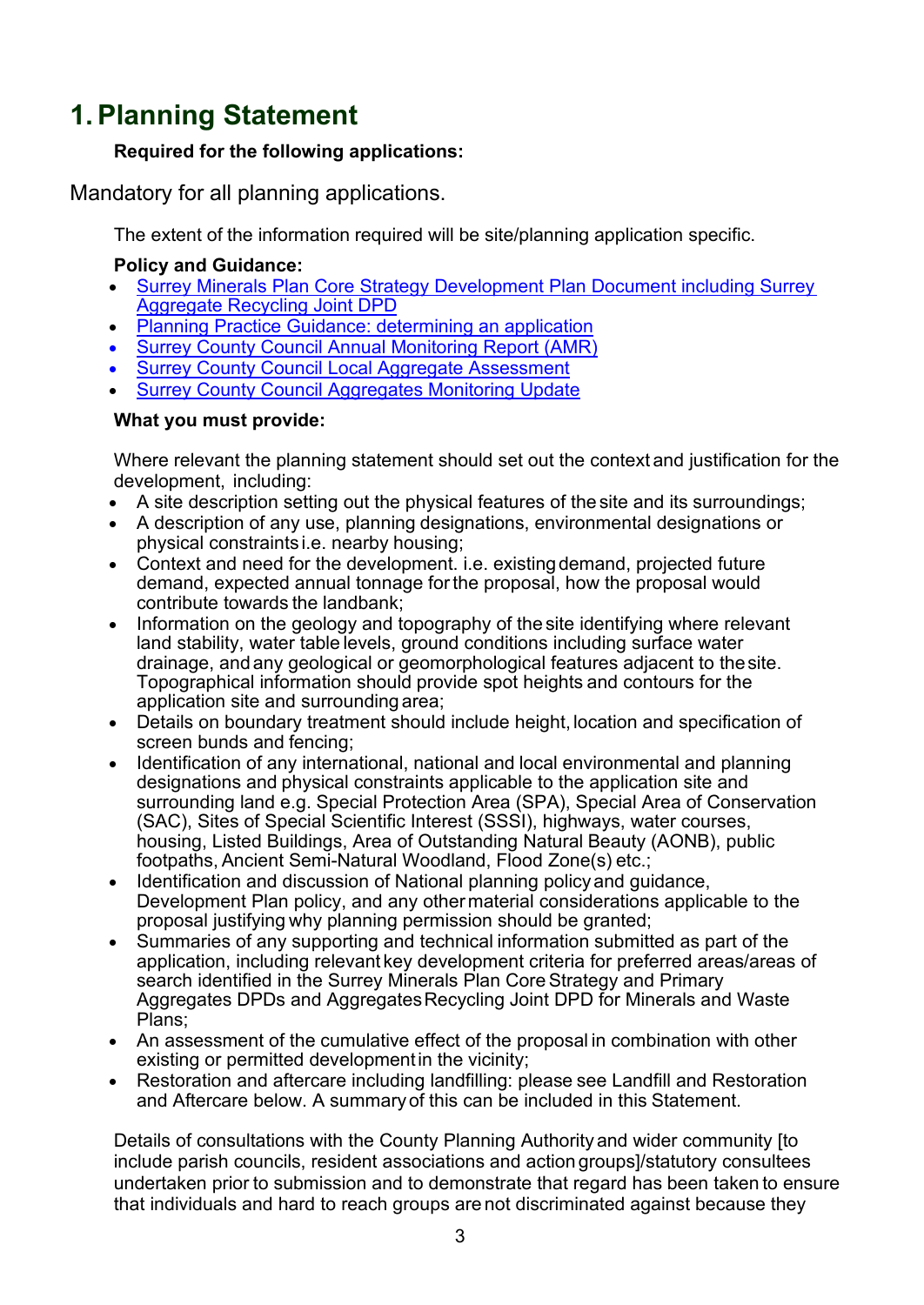# 1. Planning Statement

**Required for the following applications:**

Mandatory for all planning applications.

The extent of the information required will be site/planning application specific.

**Policy and Guidance:**

- [Surrey Minerals Plan Core Strategy Development Plan Document including Surrey Aggregate Recycling Joint DPD]()
- [Planning Practice Guidance: determining an application]()
- [Surrey County Council Annual Monitoring Report (AMR)]()
- [Surrey County Council Local Aggregate Assessment]()
- [Surrey County Council Aggregates Monitoring Update]()

**What you must provide:**

Where relevant the planning statement should set out the context and justification for the development, including:

- A site description setting out the physical features of the site and its surroundings;
- A description of any use, planning designations, environmental designations or physical constraints i.e. nearby housing;
- Context and need for the development. i.e. existing demand, projected future demand, expected annual tonnage for the proposal, how the proposal would contribute towards the landbank;
- Information on the geology and topography of the site identifying where relevant land stability, water table levels, ground conditions including surface water drainage, and any geological or geomorphological features adjacent to the site. Topographical information should provide spot heights and contours for the application site and surrounding area;
- Details on boundary treatment should include height, location and specification of screen bunds and fencing;
- Identification of any international, national and local environmental and planning designations and physical constraints applicable to the application site and surrounding land e.g. Special Protection Area (SPA), Special Area of Conservation (SAC), Sites of Special Scientific Interest (SSSI), highways, water courses, housing, Listed Buildings, Area of Outstanding Natural Beauty (AONB), public footpaths, Ancient Semi-Natural Woodland, Flood Zone(s) etc.;
- Identification and discussion of National planning policy and guidance, Development Plan policy, and any other material considerations applicable to the proposal justifying why planning permission should be granted;
- Summaries of any supporting and technical information submitted as part of the application, including relevant key development criteria for preferred areas/areas of search identified in the Surrey Minerals Plan Core Strategy and Primary Aggregates DPDs and Aggregates Recycling Joint DPD for Minerals and Waste Plans;
- An assessment of the cumulative effect of the proposal in combination with other existing or permitted development in the vicinity;
- Restoration and aftercare including landfilling: please see Landfill and Restoration and Aftercare below. A summary of this can be included in this Statement.

Details of consultations with the County Planning Authority and wider community [to include parish councils, resident associations and action groups]/statutory consultees undertaken prior to submission and to demonstrate that regard has been taken to ensure that individuals and hard to reach groups are not discriminated against because they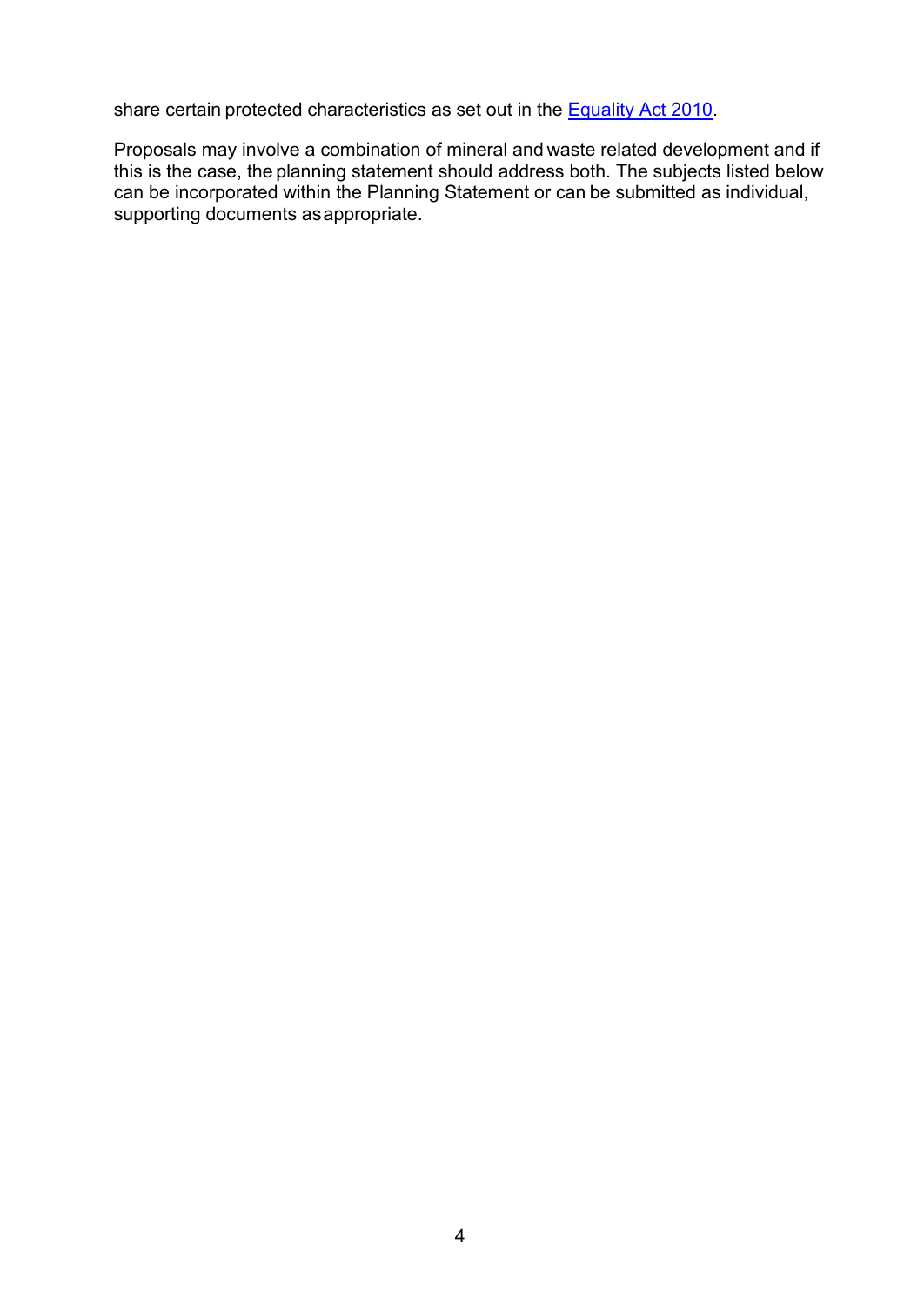share certain protected characteristics as set out in the [Equality Act 2010](https://www.legislation.gov.uk/ukpga/2010/15/contents).

Proposals may involve a combination of mineral and waste related development and if this is the case, the planning statement should address both. The subjects listed below can be incorporated within the Planning Statement or can be submitted as individual, supporting documents as appropriate.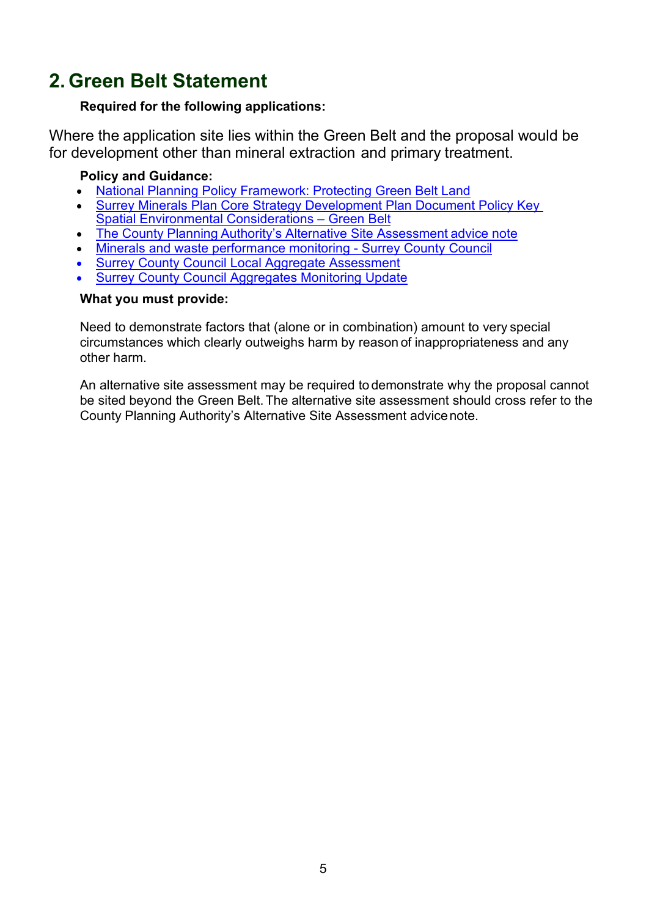## 2. Green Belt Statement

**Required for the following applications:**

Where the application site lies within the Green Belt and the proposal would be for development other than mineral extraction and primary treatment.

**Policy and Guidance:**

- National Planning Policy Framework: Protecting Green Belt Land
- Surrey Minerals Plan Core Strategy Development Plan Document Policy Key Spatial Environmental Considerations – Green Belt
- The County Planning Authority's Alternative Site Assessment advice note
- Minerals and waste performance monitoring - Surrey County Council
- Surrey County Council Local Aggregate Assessment
- Surrey County Council Aggregates Monitoring Update

**What you must provide:**

Need to demonstrate factors that (alone or in combination) amount to very special circumstances which clearly outweighs harm by reason of inappropriateness and any other harm.

An alternative site assessment may be required to demonstrate why the proposal cannot be sited beyond the Green Belt. The alternative site assessment should cross refer to the County Planning Authority's Alternative Site Assessment advice note.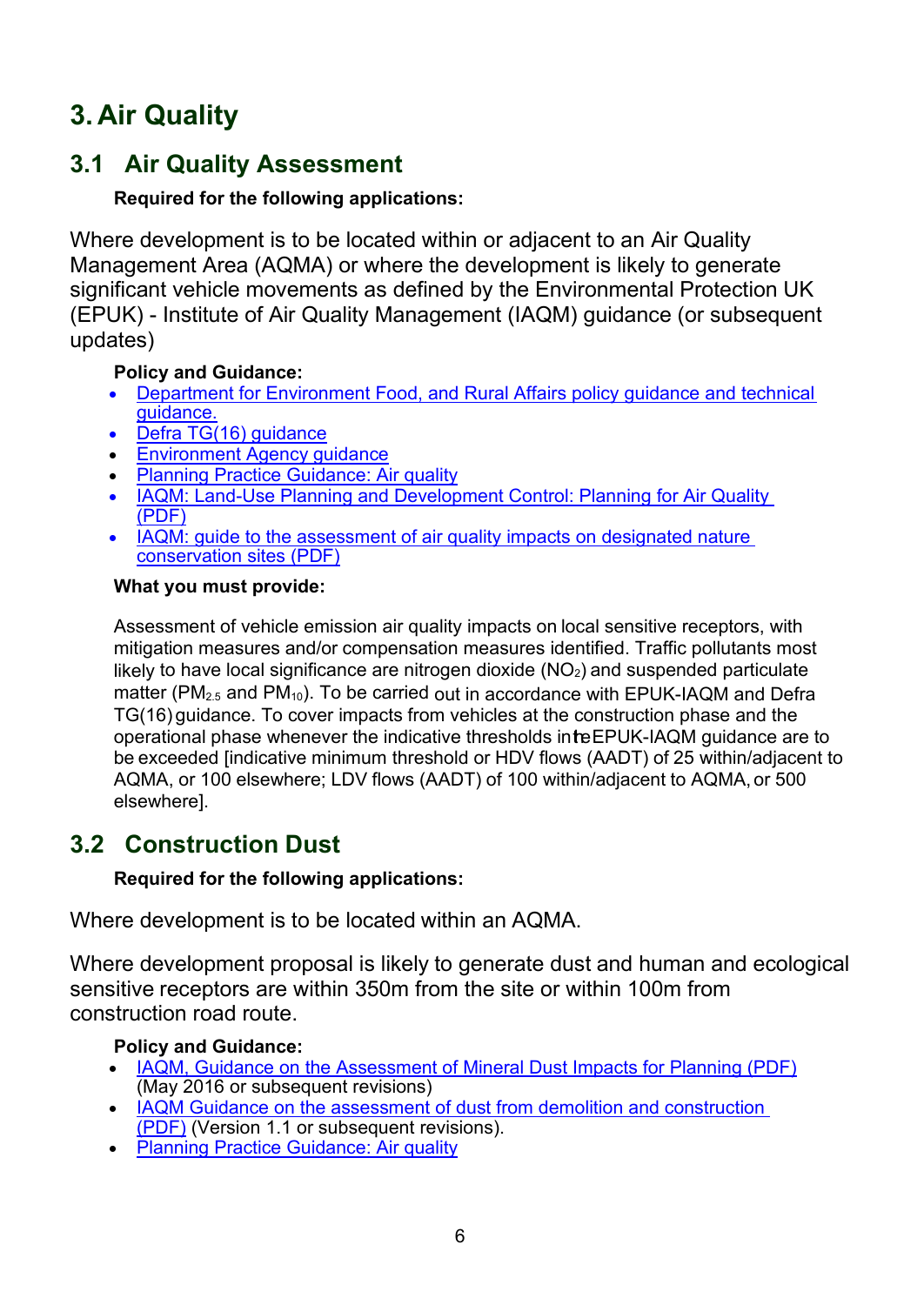# 3. Air Quality

## 3.1 Air Quality Assessment

**Required for the following applications:**

Where development is to be located within or adjacent to an Air Quality Management Area (AQMA) or where the development is likely to generate significant vehicle movements as defined by the Environmental Protection UK (EPUK) - Institute of Air Quality Management (IAQM) guidance (or subsequent updates)

**Policy and Guidance:**

- Department for Environment Food, and Rural Affairs policy guidance and technical guidance.
- Defra TG(16) guidance
- Environment Agency guidance
- Planning Practice Guidance: Air quality
- IAQM: Land-Use Planning and Development Control: Planning for Air Quality (PDF)
- IAQM: guide to the assessment of air quality impacts on designated nature conservation sites (PDF)

**What you must provide:**

Assessment of vehicle emission air quality impacts on local sensitive receptors, with mitigation measures and/or compensation measures identified. Traffic pollutants most likely to have local significance are nitrogen dioxide ($NO_2$) and suspended particulate matter ($PM_{2.5}$ and $PM_{10}$). To be carried out in accordance with EPUK-IAQM and Defra TG(16) guidance. To cover impacts from vehicles at the construction phase and the operational phase whenever the indicative thresholds in the EPUK-IAQM guidance are to be exceeded [indicative minimum threshold or HDV flows (AADT) of 25 within/adjacent to AQMA, or 100 elsewhere; LDV flows (AADT) of 100 within/adjacent to AQMA, or 500 elsewhere].

## 3.2 Construction Dust

**Required for the following applications:**

Where development is to be located within an AQMA.

Where development proposal is likely to generate dust and human and ecological sensitive receptors are within 350m from the site or within 100m from construction road route.

**Policy and Guidance:**

- IAQM, Guidance on the Assessment of Mineral Dust Impacts for Planning (PDF) (May 2016 or subsequent revisions)
- IAQM Guidance on the assessment of dust from demolition and construction (PDF) (Version 1.1 or subsequent revisions).
- Planning Practice Guidance: Air quality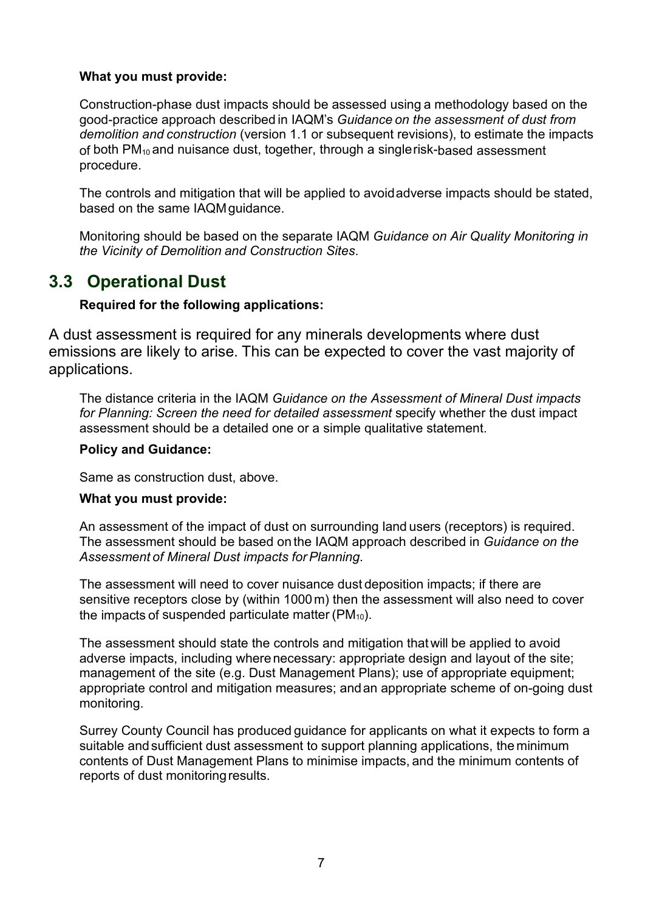**What you must provide:**

Construction-phase dust impacts should be assessed using a methodology based on the good-practice approach described in IAQM's *Guidance on the assessment of dust from demolition and construction* (version 1.1 or subsequent revisions), to estimate the impacts of both $PM_{10}$ and nuisance dust, together, through a single risk-based assessment procedure.

The controls and mitigation that will be applied to avoid adverse impacts should be stated, based on the same IAQM guidance.

Monitoring should be based on the separate IAQM *Guidance on Air Quality Monitoring in the Vicinity of Demolition and Construction Sites*.

## 3.3 Operational Dust

**Required for the following applications:**

A dust assessment is required for any minerals developments where dust emissions are likely to arise. This can be expected to cover the vast majority of applications.

The distance criteria in the IAQM *Guidance on the Assessment of Mineral Dust impacts for Planning: Screen the need for detailed assessment* specify whether the dust impact assessment should be a detailed one or a simple qualitative statement.

**Policy and Guidance:**

Same as construction dust, above.

**What you must provide:**

An assessment of the impact of dust on surrounding land users (receptors) is required. The assessment should be based on the IAQM approach described in *Guidance on the Assessment of Mineral Dust impacts for Planning*.

The assessment will need to cover nuisance dust deposition impacts; if there are sensitive receptors close by (within 1000 m) then the assessment will also need to cover the impacts of suspended particulate matter ($PM_{10}$).

The assessment should state the controls and mitigation that will be applied to avoid adverse impacts, including where necessary: appropriate design and layout of the site; management of the site (e.g. Dust Management Plans); use of appropriate equipment; appropriate control and mitigation measures; and an appropriate scheme of on-going dust monitoring.

Surrey County Council has produced guidance for applicants on what it expects to form a suitable and sufficient dust assessment to support planning applications, the minimum contents of Dust Management Plans to minimise impacts, and the minimum contents of reports of dust monitoring results.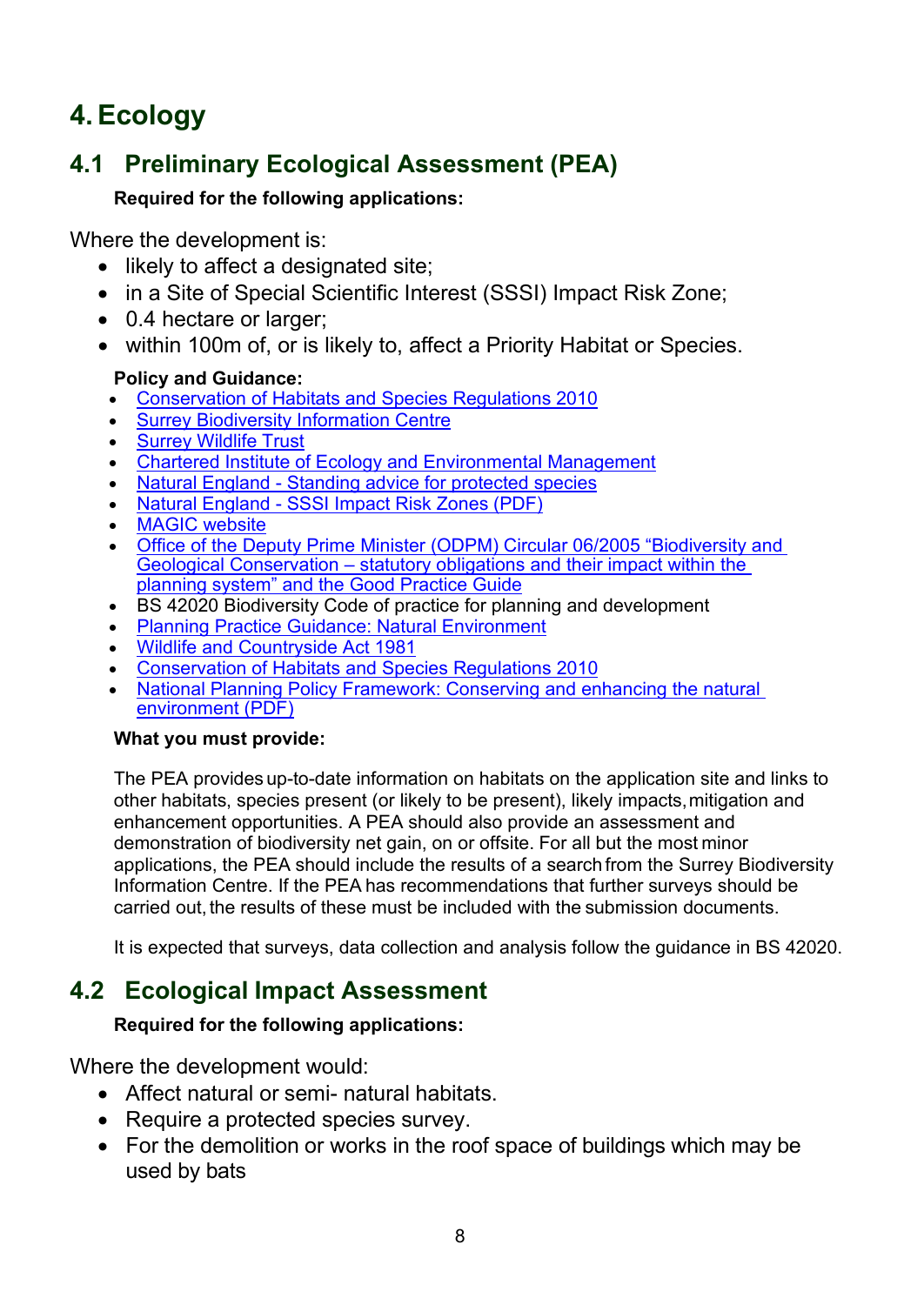# 4. Ecology

## 4.1 Preliminary Ecological Assessment (PEA)

**Required for the following applications:**

Where the development is:

- likely to affect a designated site;
- in a Site of Special Scientific Interest (SSSI) Impact Risk Zone;
- 0.4 hectare or larger;
- within 100m of, or is likely to, affect a Priority Habitat or Species.

**Policy and Guidance:**

- Conservation of Habitats and Species Regulations 2010
- Surrey Biodiversity Information Centre
- Surrey Wildlife Trust
- Chartered Institute of Ecology and Environmental Management
- Natural England - Standing advice for protected species
- Natural England - SSSI Impact Risk Zones (PDF)
- MAGIC website
- Office of the Deputy Prime Minister (ODPM) Circular 06/2005 "Biodiversity and Geological Conservation – statutory obligations and their impact within the planning system" and the Good Practice Guide
- BS 42020 Biodiversity Code of practice for planning and development
- Planning Practice Guidance: Natural Environment
- Wildlife and Countryside Act 1981
- Conservation of Habitats and Species Regulations 2010
- National Planning Policy Framework: Conserving and enhancing the natural environment (PDF)

**What you must provide:**

The PEA provides up-to-date information on habitats on the application site and links to other habitats, species present (or likely to be present), likely impacts, mitigation and enhancement opportunities. A PEA should also provide an assessment and demonstration of biodiversity net gain, on or offsite. For all but the most minor applications, the PEA should include the results of a search from the Surrey Biodiversity Information Centre. If the PEA has recommendations that further surveys should be carried out, the results of these must be included with the submission documents.

It is expected that surveys, data collection and analysis follow the guidance in BS 42020.

## 4.2 Ecological Impact Assessment

**Required for the following applications:**

Where the development would:

- Affect natural or semi- natural habitats.
- Require a protected species survey.
- For the demolition or works in the roof space of buildings which may be used by bats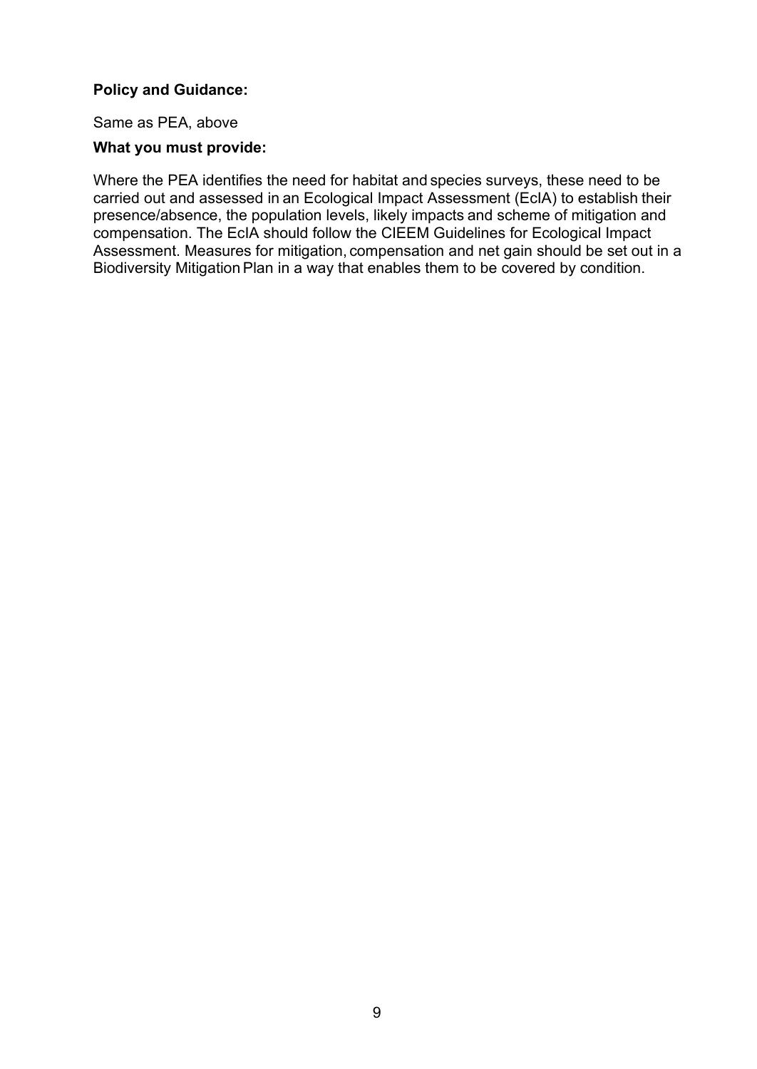**Policy and Guidance:**

Same as PEA, above

**What you must provide:**

Where the PEA identifies the need for habitat and species surveys, these need to be carried out and assessed in an Ecological Impact Assessment (EcIA) to establish their presence/absence, the population levels, likely impacts and scheme of mitigation and compensation. The EcIA should follow the CIEEM Guidelines for Ecological Impact Assessment. Measures for mitigation, compensation and net gain should be set out in a Biodiversity Mitigation Plan in a way that enables them to be covered by condition.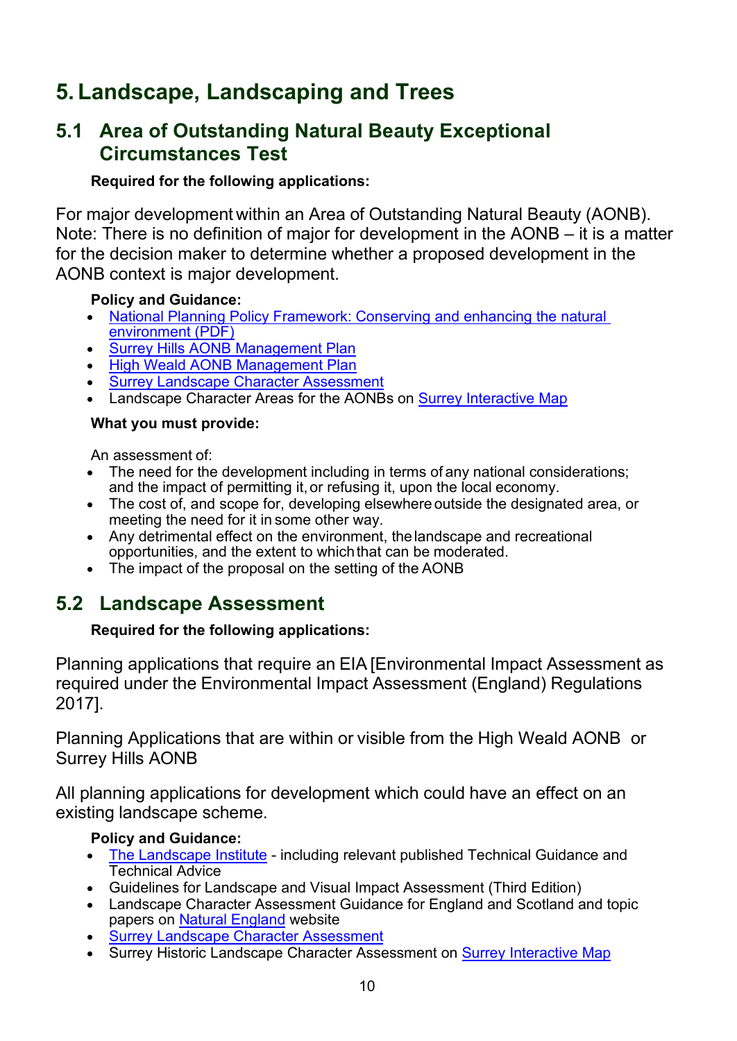# 5. Landscape, Landscaping and Trees

## 5.1 Area of Outstanding Natural Beauty Exceptional Circumstances Test

**Required for the following applications:**

For major development within an Area of Outstanding Natural Beauty (AONB). Note: There is no definition of major for development in the AONB – it is a matter for the decision maker to determine whether a proposed development in the AONB context is major development.

**Policy and Guidance:**

- National Planning Policy Framework: Conserving and enhancing the natural environment (PDF)
- Surrey Hills AONB Management Plan
- High Weald AONB Management Plan
- Surrey Landscape Character Assessment
- Landscape Character Areas for the AONBs on Surrey Interactive Map

**What you must provide:**

An assessment of:

- The need for the development including in terms of any national considerations; and the impact of permitting it, or refusing it, upon the local economy.
- The cost of, and scope for, developing elsewhere outside the designated area, or meeting the need for it in some other way.
- Any detrimental effect on the environment, the landscape and recreational opportunities, and the extent to which that can be moderated.
- The impact of the proposal on the setting of the AONB

## 5.2 Landscape Assessment

**Required for the following applications:**

Planning applications that require an EIA [Environmental Impact Assessment as required under the Environmental Impact Assessment (England) Regulations 2017].

Planning Applications that are within or visible from the High Weald AONB or Surrey Hills AONB

All planning applications for development which could have an effect on an existing landscape scheme.

**Policy and Guidance:**

- The Landscape Institute - including relevant published Technical Guidance and Technical Advice
- Guidelines for Landscape and Visual Impact Assessment (Third Edition)
- Landscape Character Assessment Guidance for England and Scotland and topic papers on Natural England website
- Surrey Landscape Character Assessment
- Surrey Historic Landscape Character Assessment on Surrey Interactive Map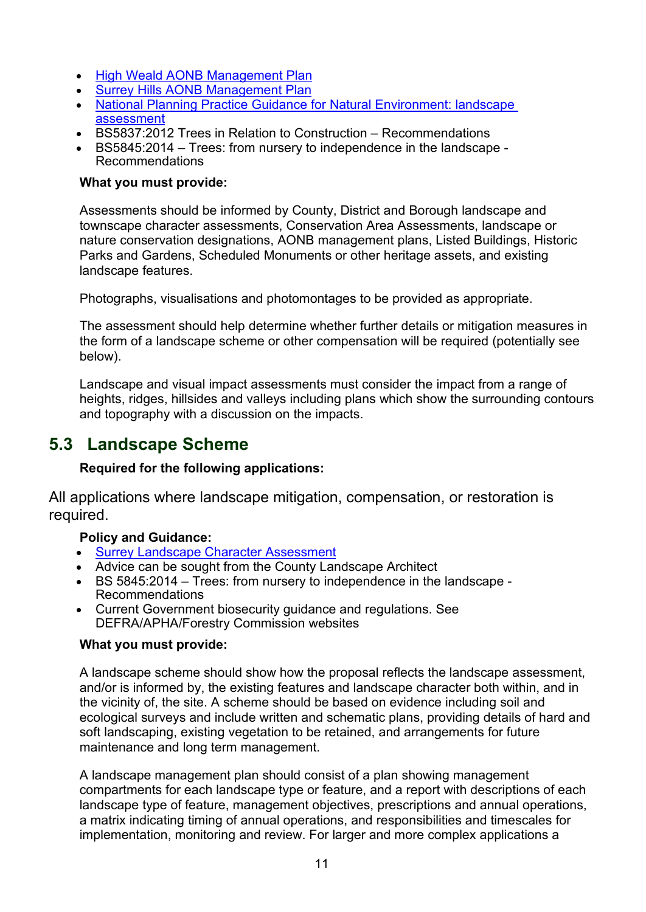- High Weald AONB Management Plan
- Surrey Hills AONB Management Plan
- National Planning Practice Guidance for Natural Environment: landscape assessment
- BS5837:2012 Trees in Relation to Construction – Recommendations
- BS5845:2014 – Trees: from nursery to independence in the landscape - Recommendations

**What you must provide:**

Assessments should be informed by County, District and Borough landscape and townscape character assessments, Conservation Area Assessments, landscape or nature conservation designations, AONB management plans, Listed Buildings, Historic Parks and Gardens, Scheduled Monuments or other heritage assets, and existing landscape features.

Photographs, visualisations and photomontages to be provided as appropriate.

The assessment should help determine whether further details or mitigation measures in the form of a landscape scheme or other compensation will be required (potentially see below).

Landscape and visual impact assessments must consider the impact from a range of heights, ridges, hillsides and valleys including plans which show the surrounding contours and topography with a discussion on the impacts.

## 5.3 Landscape Scheme

**Required for the following applications:**

All applications where landscape mitigation, compensation, or restoration is required.

**Policy and Guidance:**

- Surrey Landscape Character Assessment
- Advice can be sought from the County Landscape Architect
- BS 5845:2014 – Trees: from nursery to independence in the landscape - Recommendations
- Current Government biosecurity guidance and regulations. See DEFRA/APHA/Forestry Commission websites

**What you must provide:**

A landscape scheme should show how the proposal reflects the landscape assessment, and/or is informed by, the existing features and landscape character both within, and in the vicinity of, the site. A scheme should be based on evidence including soil and ecological surveys and include written and schematic plans, providing details of hard and soft landscaping, existing vegetation to be retained, and arrangements for future maintenance and long term management.

A landscape management plan should consist of a plan showing management compartments for each landscape type or feature, and a report with descriptions of each landscape type of feature, management objectives, prescriptions and annual operations, a matrix indicating timing of annual operations, and responsibilities and timescales for implementation, monitoring and review. For larger and more complex applications a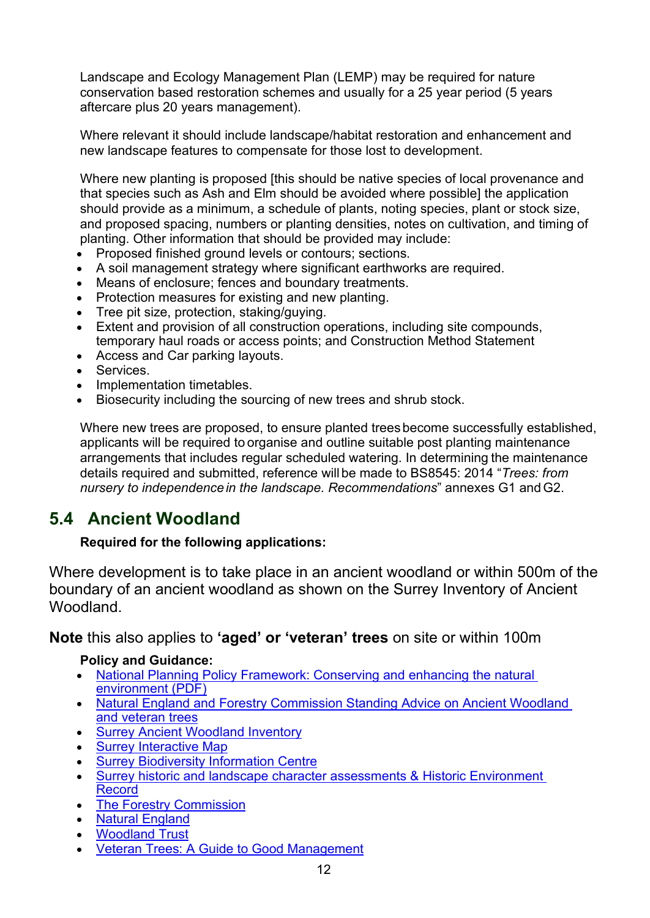Landscape and Ecology Management Plan (LEMP) may be required for nature conservation based restoration schemes and usually for a 25 year period (5 years aftercare plus 20 years management).

Where relevant it should include landscape/habitat restoration and enhancement and new landscape features to compensate for those lost to development.

Where new planting is proposed [this should be native species of local provenance and that species such as Ash and Elm should be avoided where possible] the application should provide as a minimum, a schedule of plants, noting species, plant or stock size, and proposed spacing, numbers or planting densities, notes on cultivation, and timing of planting. Other information that should be provided may include:

- Proposed finished ground levels or contours; sections.
- A soil management strategy where significant earthworks are required.
- Means of enclosure; fences and boundary treatments.
- Protection measures for existing and new planting.
- Tree pit size, protection, staking/guying.
- Extent and provision of all construction operations, including site compounds, temporary haul roads or access points; and Construction Method Statement
- Access and Car parking layouts.
- Services.
- Implementation timetables.
- Biosecurity including the sourcing of new trees and shrub stock.

Where new trees are proposed, to ensure planted trees become successfully established, applicants will be required to organise and outline suitable post planting maintenance arrangements that includes regular scheduled watering. In determining the maintenance details required and submitted, reference will be made to BS8545: 2014 "*Trees: from nursery to independence in the landscape. Recommendations*" annexes G1 and G2.

## 5.4 Ancient Woodland

**Required for the following applications:**

Where development is to take place in an ancient woodland or within 500m of the boundary of an ancient woodland as shown on the Surrey Inventory of Ancient Woodland.

**Note** this also applies to **'aged' or 'veteran' trees** on site or within 100m

**Policy and Guidance:**

- National Planning Policy Framework: Conserving and enhancing the natural environment (PDF)
- Natural England and Forestry Commission Standing Advice on Ancient Woodland and veteran trees
- Surrey Ancient Woodland Inventory
- Surrey Interactive Map
- Surrey Biodiversity Information Centre
- Surrey historic and landscape character assessments & Historic Environment Record
- The Forestry Commission
- Natural England
- Woodland Trust
- Veteran Trees: A Guide to Good Management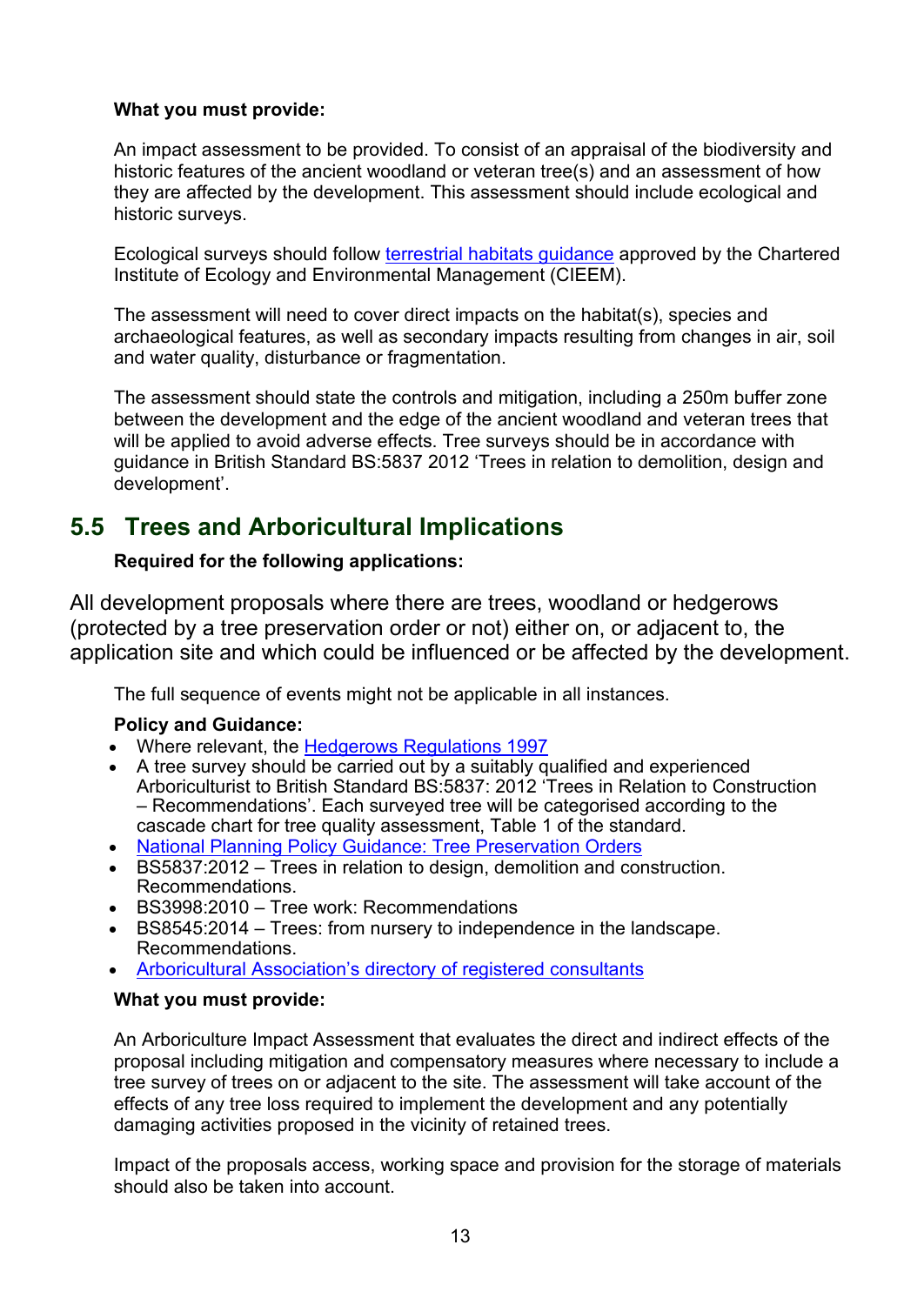**What you must provide:**

An impact assessment to be provided. To consist of an appraisal of the biodiversity and historic features of the ancient woodland or veteran tree(s) and an assessment of how they are affected by the development. This assessment should include ecological and historic surveys.

Ecological surveys should follow [terrestrial habitats guidance](#) approved by the Chartered Institute of Ecology and Environmental Management (CIEEM).

The assessment will need to cover direct impacts on the habitat(s), species and archaeological features, as well as secondary impacts resulting from changes in air, soil and water quality, disturbance or fragmentation.

The assessment should state the controls and mitigation, including a 250m buffer zone between the development and the edge of the ancient woodland and veteran trees that will be applied to avoid adverse effects. Tree surveys should be in accordance with guidance in British Standard BS:5837 2012 'Trees in relation to demolition, design and development'.

## 5.5 Trees and Arboricultural Implications

**Required for the following applications:**

All development proposals where there are trees, woodland or hedgerows (protected by a tree preservation order or not) either on, or adjacent to, the application site and which could be influenced or be affected by the development.

The full sequence of events might not be applicable in all instances.

**Policy and Guidance:**

- Where relevant, the [Hedgerows Regulations 1997](#)
- A tree survey should be carried out by a suitably qualified and experienced Arboriculturist to British Standard BS:5837: 2012 'Trees in Relation to Construction – Recommendations'. Each surveyed tree will be categorised according to the cascade chart for tree quality assessment, Table 1 of the standard.
- [National Planning Policy Guidance: Tree Preservation Orders](#)
- BS5837:2012 – Trees in relation to design, demolition and construction. Recommendations.
- BS3998:2010 – Tree work: Recommendations
- BS8545:2014 – Trees: from nursery to independence in the landscape. Recommendations.
- [Arboricultural Association's directory of registered consultants](#)

**What you must provide:**

An Arboriculture Impact Assessment that evaluates the direct and indirect effects of the proposal including mitigation and compensatory measures where necessary to include a tree survey of trees on or adjacent to the site. The assessment will take account of the effects of any tree loss required to implement the development and any potentially damaging activities proposed in the vicinity of retained trees.

Impact of the proposals access, working space and provision for the storage of materials should also be taken into account.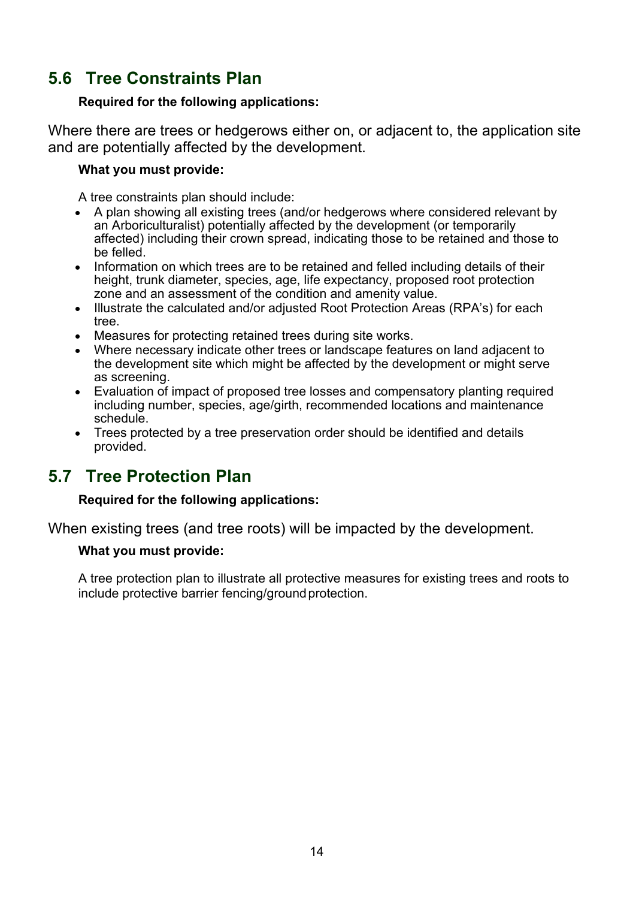## 5.6 Tree Constraints Plan

**Required for the following applications:**

Where there are trees or hedgerows either on, or adjacent to, the application site and are potentially affected by the development.

**What you must provide:**

A tree constraints plan should include:

- A plan showing all existing trees (and/or hedgerows where considered relevant by an Arboriculturalist) potentially affected by the development (or temporarily affected) including their crown spread, indicating those to be retained and those to be felled.
- Information on which trees are to be retained and felled including details of their height, trunk diameter, species, age, life expectancy, proposed root protection zone and an assessment of the condition and amenity value.
- Illustrate the calculated and/or adjusted Root Protection Areas (RPA's) for each tree.
- Measures for protecting retained trees during site works.
- Where necessary indicate other trees or landscape features on land adjacent to the development site which might be affected by the development or might serve as screening.
- Evaluation of impact of proposed tree losses and compensatory planting required including number, species, age/girth, recommended locations and maintenance schedule.
- Trees protected by a tree preservation order should be identified and details provided.

## 5.7 Tree Protection Plan

**Required for the following applications:**

When existing trees (and tree roots) will be impacted by the development.

**What you must provide:**

A tree protection plan to illustrate all protective measures for existing trees and roots to include protective barrier fencing/ground protection.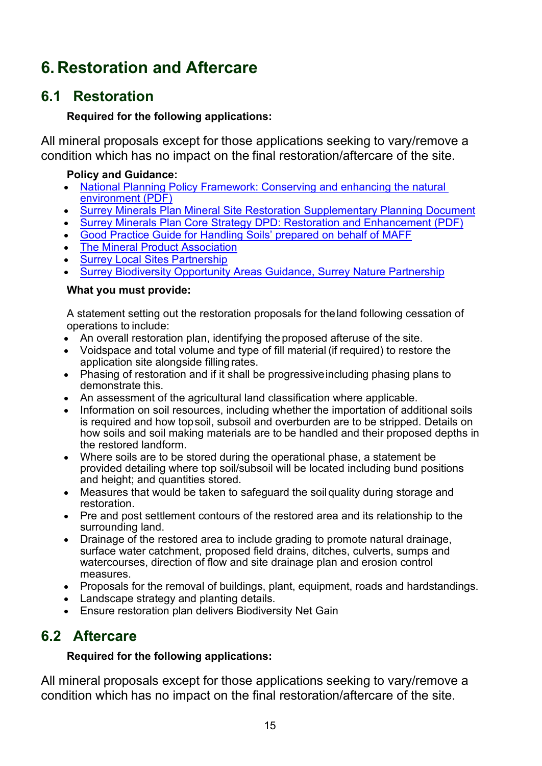# 6. Restoration and Aftercare

## 6.1 Restoration

**Required for the following applications:**

All mineral proposals except for those applications seeking to vary/remove a condition which has no impact on the final restoration/aftercare of the site.

**Policy and Guidance:**

- National Planning Policy Framework: Conserving and enhancing the natural environment (PDF)
- Surrey Minerals Plan Mineral Site Restoration Supplementary Planning Document
- Surrey Minerals Plan Core Strategy DPD: Restoration and Enhancement (PDF)
- Good Practice Guide for Handling Soils' prepared on behalf of MAFF
- The Mineral Product Association
- Surrey Local Sites Partnership
- Surrey Biodiversity Opportunity Areas Guidance, Surrey Nature Partnership

**What you must provide:**

A statement setting out the restoration proposals for the land following cessation of operations to include:

- An overall restoration plan, identifying the proposed afteruse of the site.
- Voidspace and total volume and type of fill material (if required) to restore the application site alongside filling rates.
- Phasing of restoration and if it shall be progressive including phasing plans to demonstrate this.
- An assessment of the agricultural land classification where applicable.
- Information on soil resources, including whether the importation of additional soils is required and how topsoil, subsoil and overburden are to be stripped. Details on how soils and soil making materials are to be handled and their proposed depths in the restored landform.
- Where soils are to be stored during the operational phase, a statement be provided detailing where top soil/subsoil will be located including bund positions and height; and quantities stored.
- Measures that would be taken to safeguard the soil quality during storage and restoration.
- Pre and post settlement contours of the restored area and its relationship to the surrounding land.
- Drainage of the restored area to include grading to promote natural drainage, surface water catchment, proposed field drains, ditches, culverts, sumps and watercourses, direction of flow and site drainage plan and erosion control measures.
- Proposals for the removal of buildings, plant, equipment, roads and hardstandings.
- Landscape strategy and planting details.
- Ensure restoration plan delivers Biodiversity Net Gain

## 6.2 Aftercare

**Required for the following applications:**

All mineral proposals except for those applications seeking to vary/remove a condition which has no impact on the final restoration/aftercare of the site.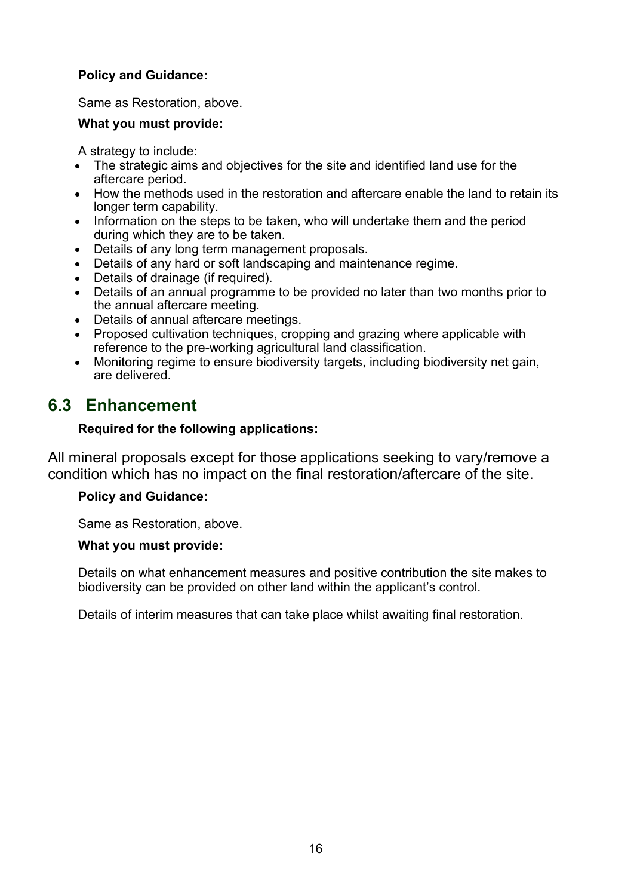**Policy and Guidance:**

Same as Restoration, above.

**What you must provide:**

A strategy to include:

- The strategic aims and objectives for the site and identified land use for the aftercare period.
- How the methods used in the restoration and aftercare enable the land to retain its longer term capability.
- Information on the steps to be taken, who will undertake them and the period during which they are to be taken.
- Details of any long term management proposals.
- Details of any hard or soft landscaping and maintenance regime.
- Details of drainage (if required).
- Details of an annual programme to be provided no later than two months prior to the annual aftercare meeting.
- Details of annual aftercare meetings.
- Proposed cultivation techniques, cropping and grazing where applicable with reference to the pre-working agricultural land classification.
- Monitoring regime to ensure biodiversity targets, including biodiversity net gain, are delivered.

## 6.3 Enhancement

**Required for the following applications:**

All mineral proposals except for those applications seeking to vary/remove a condition which has no impact on the final restoration/aftercare of the site.

**Policy and Guidance:**

Same as Restoration, above.

**What you must provide:**

Details on what enhancement measures and positive contribution the site makes to biodiversity can be provided on other land within the applicant's control.

Details of interim measures that can take place whilst awaiting final restoration.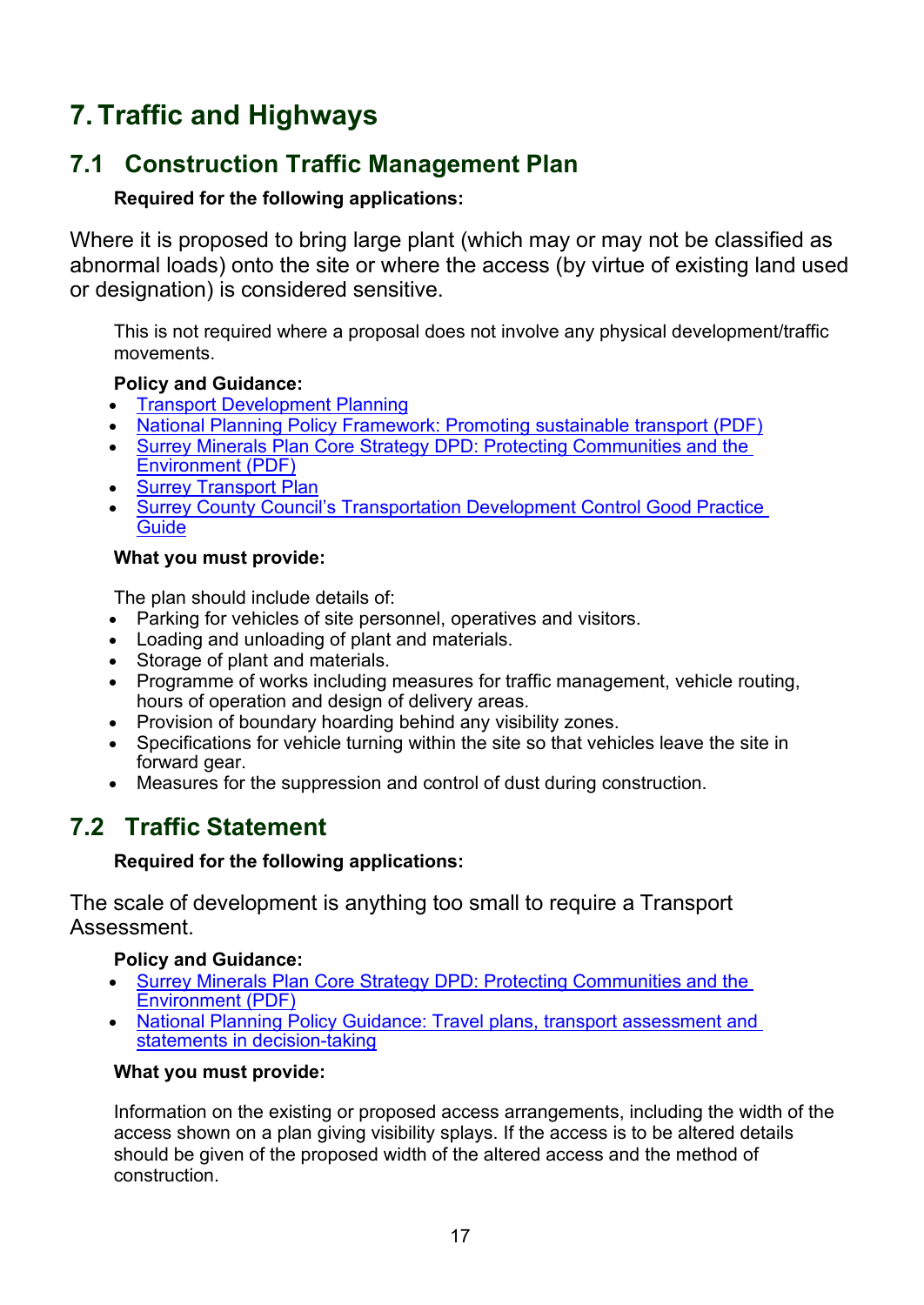# 7. Traffic and Highways

## 7.1 Construction Traffic Management Plan

**Required for the following applications:**

Where it is proposed to bring large plant (which may or may not be classified as abnormal loads) onto the site or where the access (by virtue of existing land used or designation) is considered sensitive.

This is not required where a proposal does not involve any physical development/traffic movements.

**Policy and Guidance:**

- Transport Development Planning
- National Planning Policy Framework: Promoting sustainable transport (PDF)
- Surrey Minerals Plan Core Strategy DPD: Protecting Communities and the Environment (PDF)
- Surrey Transport Plan
- Surrey County Council's Transportation Development Control Good Practice Guide

**What you must provide:**

The plan should include details of:

- Parking for vehicles of site personnel, operatives and visitors.
- Loading and unloading of plant and materials.
- Storage of plant and materials.
- Programme of works including measures for traffic management, vehicle routing, hours of operation and design of delivery areas.
- Provision of boundary hoarding behind any visibility zones.
- Specifications for vehicle turning within the site so that vehicles leave the site in forward gear.
- Measures for the suppression and control of dust during construction.

## 7.2 Traffic Statement

**Required for the following applications:**

The scale of development is anything too small to require a Transport Assessment.

**Policy and Guidance:**

- Surrey Minerals Plan Core Strategy DPD: Protecting Communities and the Environment (PDF)
- National Planning Policy Guidance: Travel plans, transport assessment and statements in decision-taking

**What you must provide:**

Information on the existing or proposed access arrangements, including the width of the access shown on a plan giving visibility splays. If the access is to be altered details should be given of the proposed width of the altered access and the method of construction.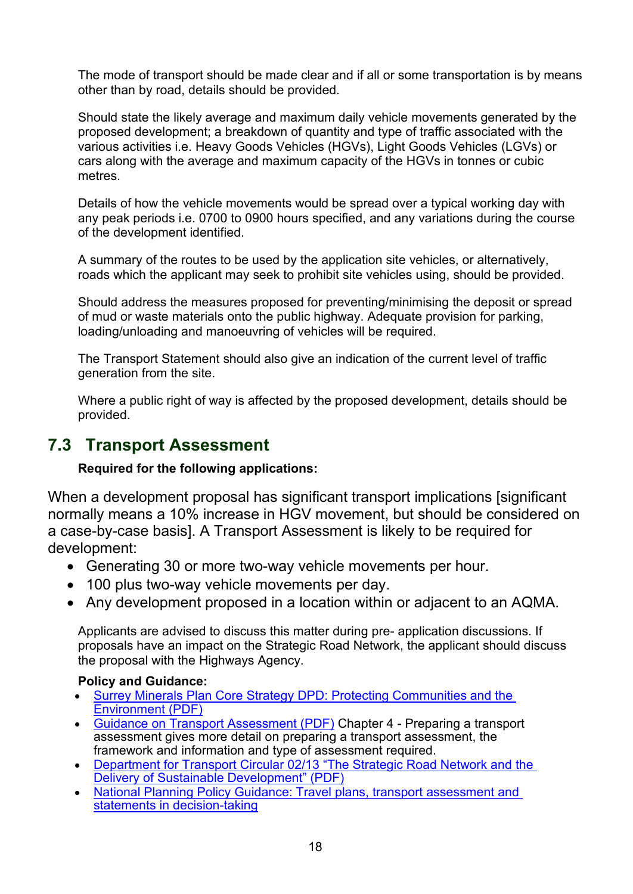The mode of transport should be made clear and if all or some transportation is by means other than by road, details should be provided.

Should state the likely average and maximum daily vehicle movements generated by the proposed development; a breakdown of quantity and type of traffic associated with the various activities i.e. Heavy Goods Vehicles (HGVs), Light Goods Vehicles (LGVs) or cars along with the average and maximum capacity of the HGVs in tonnes or cubic metres.

Details of how the vehicle movements would be spread over a typical working day with any peak periods i.e. 0700 to 0900 hours specified, and any variations during the course of the development identified.

A summary of the routes to be used by the application site vehicles, or alternatively, roads which the applicant may seek to prohibit site vehicles using, should be provided.

Should address the measures proposed for preventing/minimising the deposit or spread of mud or waste materials onto the public highway. Adequate provision for parking, loading/unloading and manoeuvring of vehicles will be required.

The Transport Statement should also give an indication of the current level of traffic generation from the site.

Where a public right of way is affected by the proposed development, details should be provided.

## 7.3 Transport Assessment

**Required for the following applications:**

When a development proposal has significant transport implications [significant normally means a 10% increase in HGV movement, but should be considered on a case-by-case basis]. A Transport Assessment is likely to be required for development:

- Generating 30 or more two-way vehicle movements per hour.
- 100 plus two-way vehicle movements per day.
- Any development proposed in a location within or adjacent to an AQMA.

Applicants are advised to discuss this matter during pre- application discussions. If proposals have an impact on the Strategic Road Network, the applicant should discuss the proposal with the Highways Agency.

**Policy and Guidance:**

- Surrey Minerals Plan Core Strategy DPD: Protecting Communities and the Environment (PDF)
- Guidance on Transport Assessment (PDF) Chapter 4 - Preparing a transport assessment gives more detail on preparing a transport assessment, the framework and information and type of assessment required.
- Department for Transport Circular 02/13 "The Strategic Road Network and the Delivery of Sustainable Development" (PDF)
- National Planning Policy Guidance: Travel plans, transport assessment and statements in decision-taking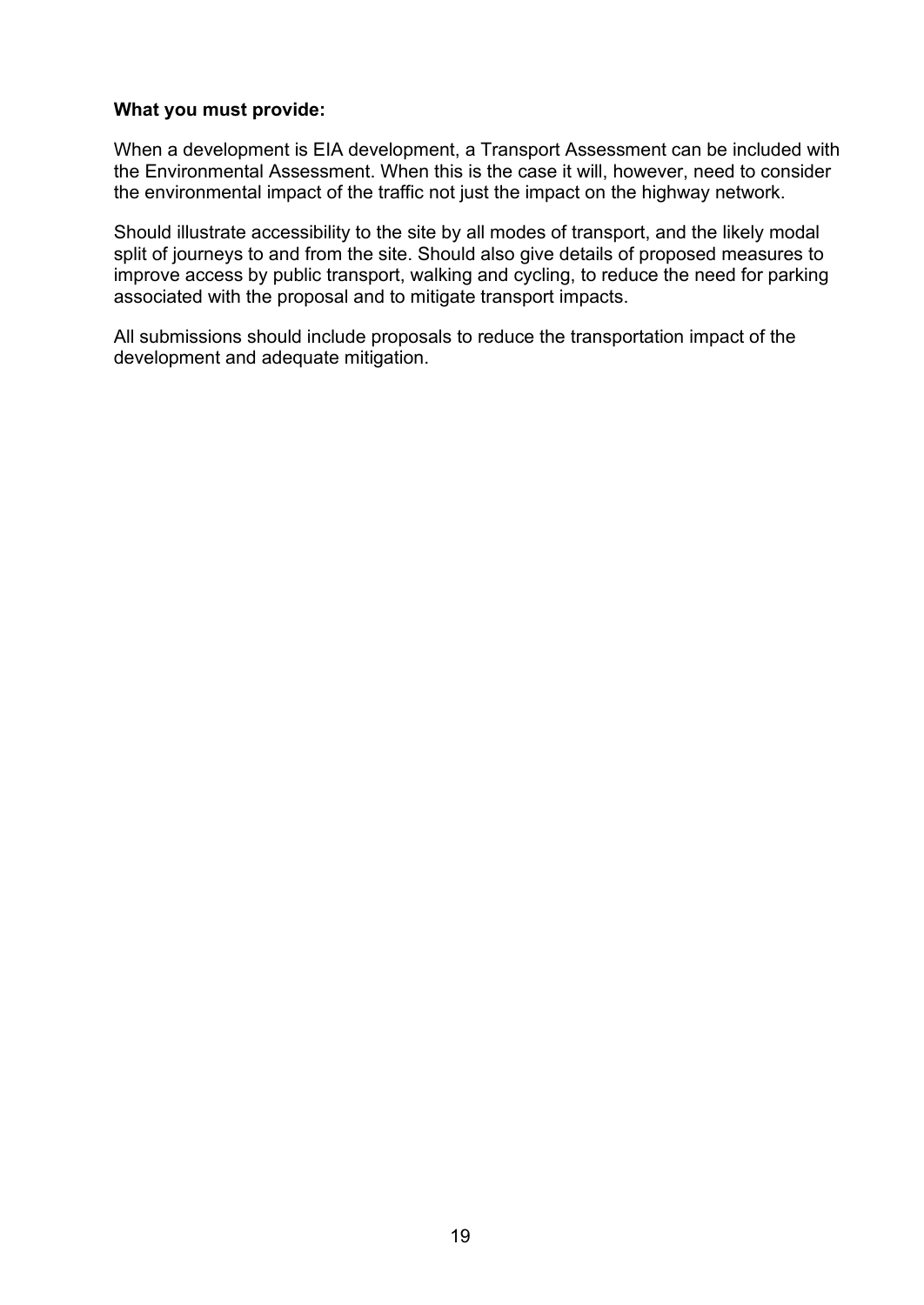**What you must provide:**

When a development is EIA development, a Transport Assessment can be included with the Environmental Assessment. When this is the case it will, however, need to consider the environmental impact of the traffic not just the impact on the highway network.

Should illustrate accessibility to the site by all modes of transport, and the likely modal split of journeys to and from the site. Should also give details of proposed measures to improve access by public transport, walking and cycling, to reduce the need for parking associated with the proposal and to mitigate transport impacts.

All submissions should include proposals to reduce the transportation impact of the development and adequate mitigation.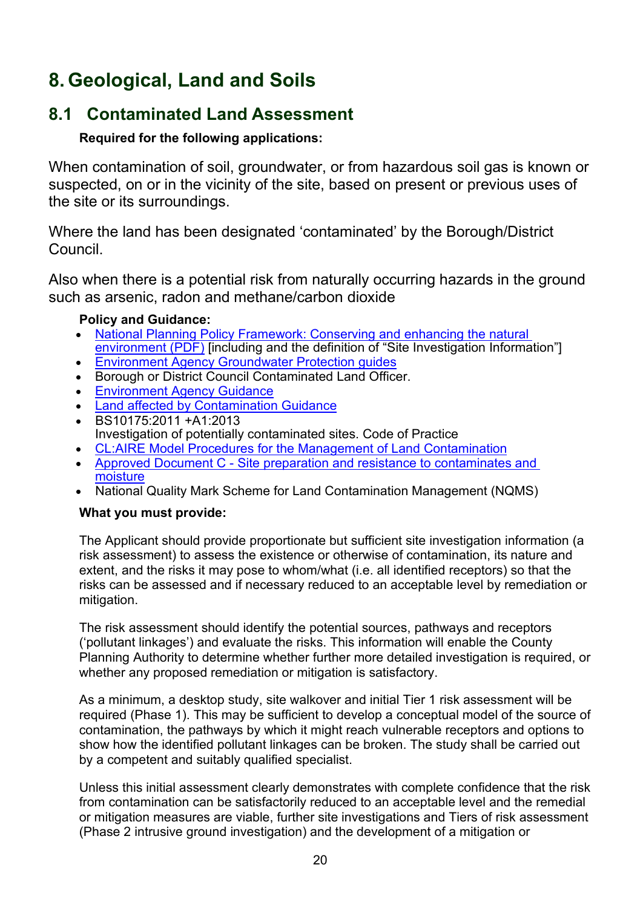# 8. Geological, Land and Soils

## 8.1 Contaminated Land Assessment

**Required for the following applications:**

When contamination of soil, groundwater, or from hazardous soil gas is known or suspected, on or in the vicinity of the site, based on present or previous uses of the site or its surroundings.

Where the land has been designated 'contaminated' by the Borough/District Council.

Also when there is a potential risk from naturally occurring hazards in the ground such as arsenic, radon and methane/carbon dioxide

**Policy and Guidance:**

- National Planning Policy Framework: Conserving and enhancing the natural environment (PDF) [including and the definition of "Site Investigation Information"]
- Environment Agency Groundwater Protection guides
- Borough or District Council Contaminated Land Officer.
- Environment Agency Guidance
- Land affected by Contamination Guidance
- BS10175:2011 +A1:2013
  Investigation of potentially contaminated sites. Code of Practice
- CL:AIRE Model Procedures for the Management of Land Contamination
- Approved Document C - Site preparation and resistance to contaminates and moisture
- National Quality Mark Scheme for Land Contamination Management (NQMS)

**What you must provide:**

The Applicant should provide proportionate but sufficient site investigation information (a risk assessment) to assess the existence or otherwise of contamination, its nature and extent, and the risks it may pose to whom/what (i.e. all identified receptors) so that the risks can be assessed and if necessary reduced to an acceptable level by remediation or mitigation.

The risk assessment should identify the potential sources, pathways and receptors ('pollutant linkages') and evaluate the risks. This information will enable the County Planning Authority to determine whether further more detailed investigation is required, or whether any proposed remediation or mitigation is satisfactory.

As a minimum, a desktop study, site walkover and initial Tier 1 risk assessment will be required (Phase 1). This may be sufficient to develop a conceptual model of the source of contamination, the pathways by which it might reach vulnerable receptors and options to show how the identified pollutant linkages can be broken. The study shall be carried out by a competent and suitably qualified specialist.

Unless this initial assessment clearly demonstrates with complete confidence that the risk from contamination can be satisfactorily reduced to an acceptable level and the remedial or mitigation measures are viable, further site investigations and Tiers of risk assessment (Phase 2 intrusive ground investigation) and the development of a mitigation or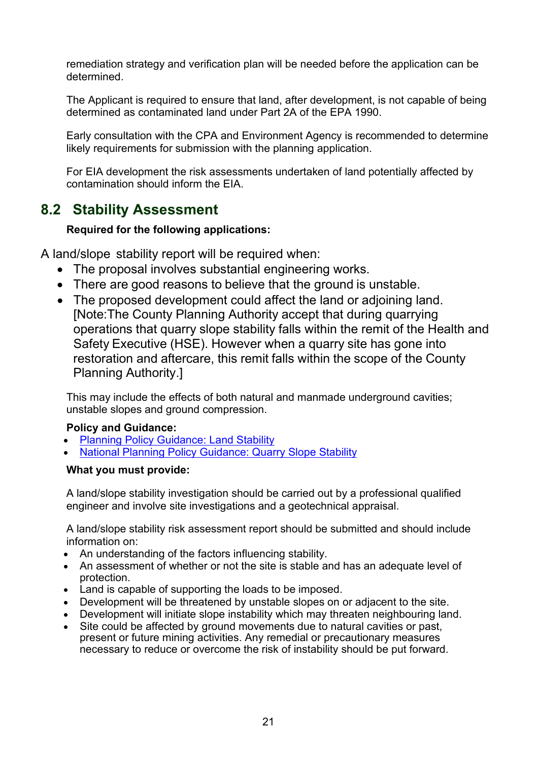remediation strategy and verification plan will be needed before the application can be determined.

The Applicant is required to ensure that land, after development, is not capable of being determined as contaminated land under Part 2A of the EPA 1990.

Early consultation with the CPA and Environment Agency is recommended to determine likely requirements for submission with the planning application.

For EIA development the risk assessments undertaken of land potentially affected by contamination should inform the EIA.

## 8.2 Stability Assessment

**Required for the following applications:**

A land/slope stability report will be required when:

- The proposal involves substantial engineering works.
- There are good reasons to believe that the ground is unstable.
- The proposed development could affect the land or adjoining land. [Note:The County Planning Authority accept that during quarrying operations that quarry slope stability falls within the remit of the Health and Safety Executive (HSE). However when a quarry site has gone into restoration and aftercare, this remit falls within the scope of the County Planning Authority.]

This may include the effects of both natural and manmade underground cavities; unstable slopes and ground compression.

**Policy and Guidance:**

- Planning Policy Guidance: Land Stability
- National Planning Policy Guidance: Quarry Slope Stability

**What you must provide:**

A land/slope stability investigation should be carried out by a professional qualified engineer and involve site investigations and a geotechnical appraisal.

A land/slope stability risk assessment report should be submitted and should include information on:

- An understanding of the factors influencing stability.
- An assessment of whether or not the site is stable and has an adequate level of protection.
- Land is capable of supporting the loads to be imposed.
- Development will be threatened by unstable slopes on or adjacent to the site.
- Development will initiate slope instability which may threaten neighbouring land.
- Site could be affected by ground movements due to natural cavities or past, present or future mining activities. Any remedial or precautionary measures necessary to reduce or overcome the risk of instability should be put forward.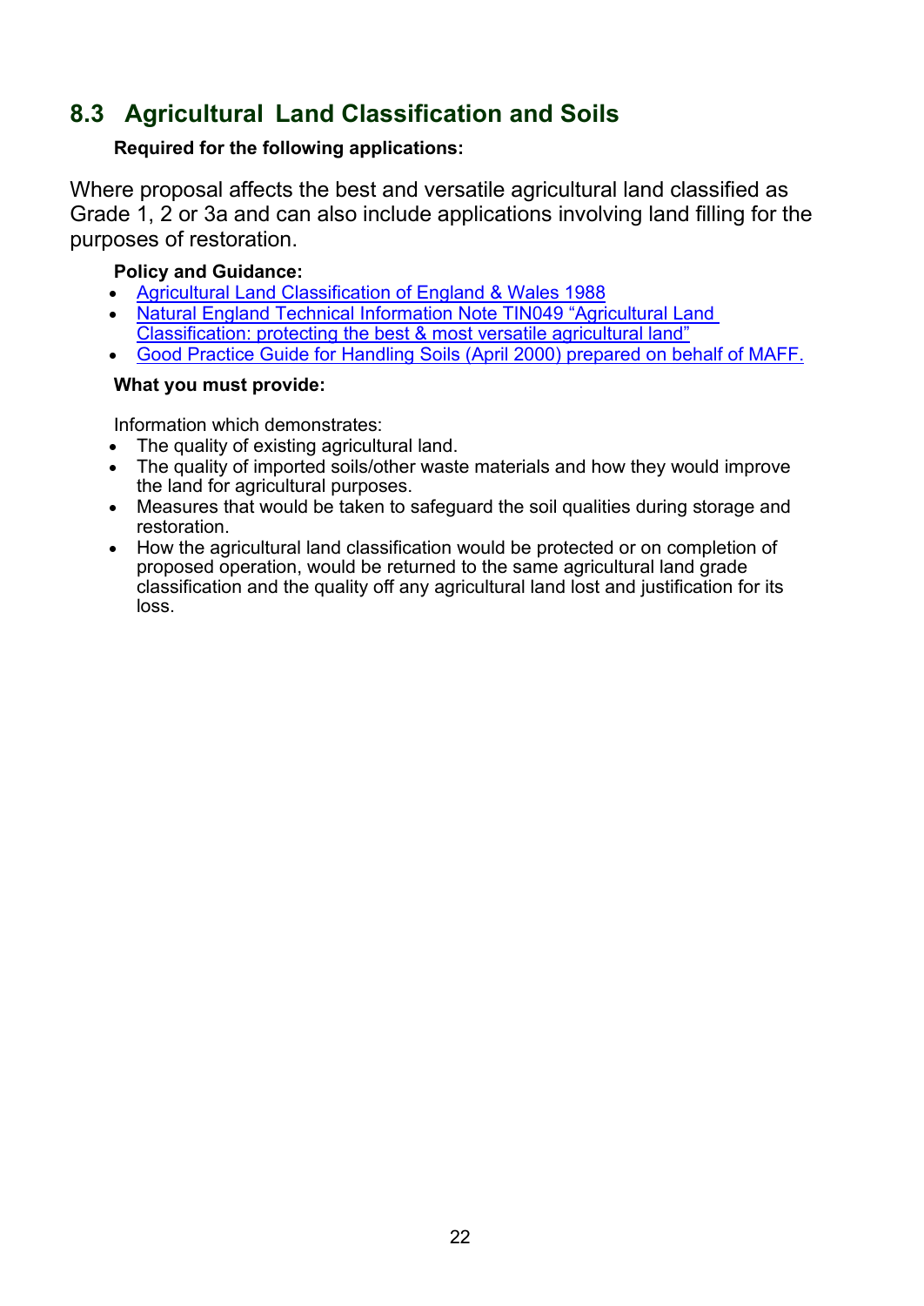## 8.3 Agricultural Land Classification and Soils

**Required for the following applications:**

Where proposal affects the best and versatile agricultural land classified as Grade 1, 2 or 3a and can also include applications involving land filling for the purposes of restoration.

**Policy and Guidance:**

- Agricultural Land Classification of England & Wales 1988
- Natural England Technical Information Note TIN049 "Agricultural Land Classification: protecting the best & most versatile agricultural land"
- Good Practice Guide for Handling Soils (April 2000) prepared on behalf of MAFF.

**What you must provide:**

Information which demonstrates:

- The quality of existing agricultural land.
- The quality of imported soils/other waste materials and how they would improve the land for agricultural purposes.
- Measures that would be taken to safeguard the soil qualities during storage and restoration.
- How the agricultural land classification would be protected or on completion of proposed operation, would be returned to the same agricultural land grade classification and the quality off any agricultural land lost and justification for its loss.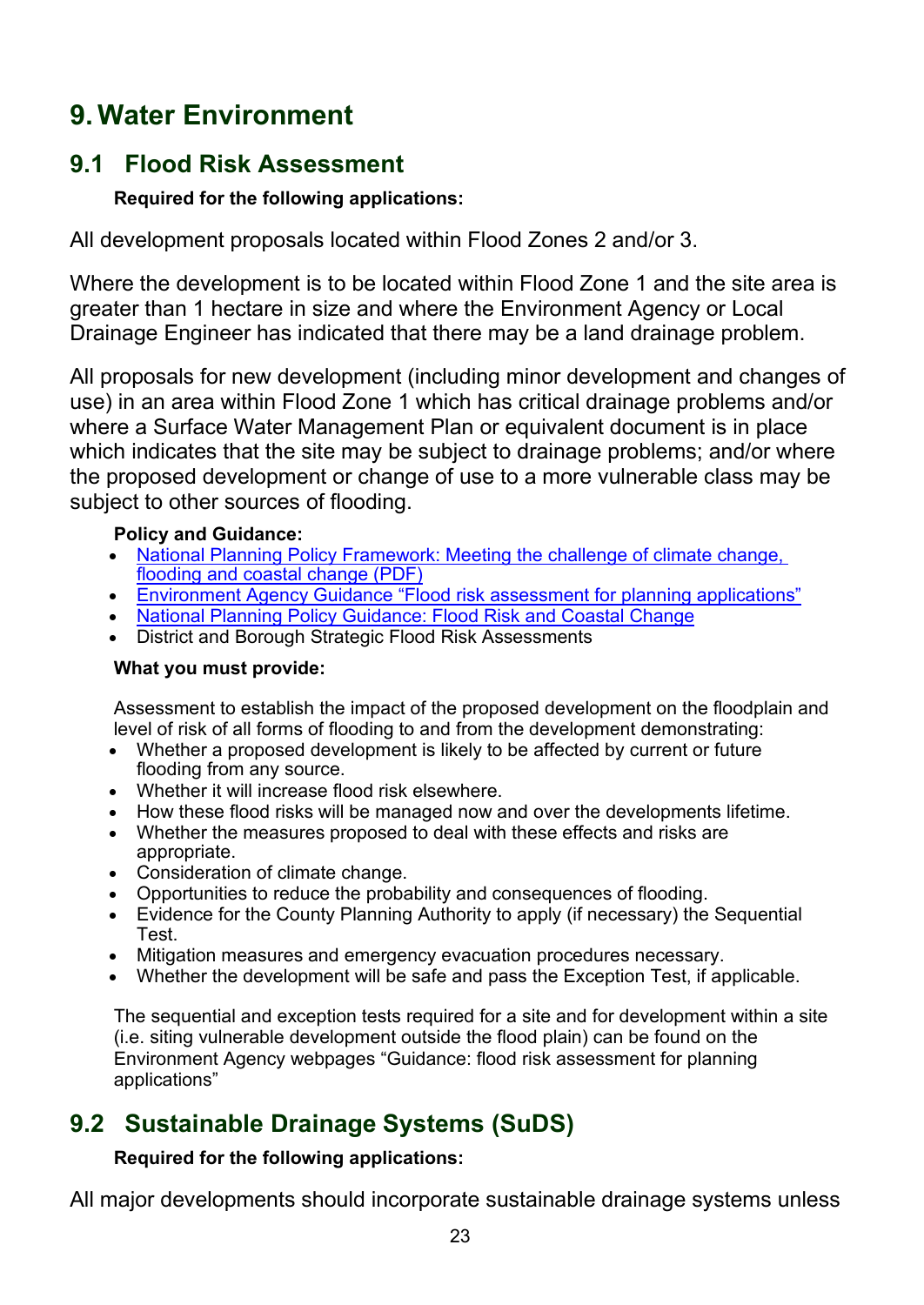# 9. Water Environment

## 9.1 Flood Risk Assessment

**Required for the following applications:**

All development proposals located within Flood Zones 2 and/or 3.

Where the development is to be located within Flood Zone 1 and the site area is greater than 1 hectare in size and where the Environment Agency or Local Drainage Engineer has indicated that there may be a land drainage problem.

All proposals for new development (including minor development and changes of use) in an area within Flood Zone 1 which has critical drainage problems and/or where a Surface Water Management Plan or equivalent document is in place which indicates that the site may be subject to drainage problems; and/or where the proposed development or change of use to a more vulnerable class may be subject to other sources of flooding.

**Policy and Guidance:**

- National Planning Policy Framework: Meeting the challenge of climate change, flooding and coastal change (PDF)
- Environment Agency Guidance "Flood risk assessment for planning applications"
- National Planning Policy Guidance: Flood Risk and Coastal Change
- District and Borough Strategic Flood Risk Assessments

**What you must provide:**

Assessment to establish the impact of the proposed development on the floodplain and level of risk of all forms of flooding to and from the development demonstrating:

- Whether a proposed development is likely to be affected by current or future flooding from any source.
- Whether it will increase flood risk elsewhere.
- How these flood risks will be managed now and over the developments lifetime.
- Whether the measures proposed to deal with these effects and risks are appropriate.
- Consideration of climate change.
- Opportunities to reduce the probability and consequences of flooding.
- Evidence for the County Planning Authority to apply (if necessary) the Sequential Test.
- Mitigation measures and emergency evacuation procedures necessary.
- Whether the development will be safe and pass the Exception Test, if applicable.

The sequential and exception tests required for a site and for development within a site (i.e. siting vulnerable development outside the flood plain) can be found on the Environment Agency webpages "Guidance: flood risk assessment for planning applications"

## 9.2 Sustainable Drainage Systems (SuDS)

**Required for the following applications:**

All major developments should incorporate sustainable drainage systems unless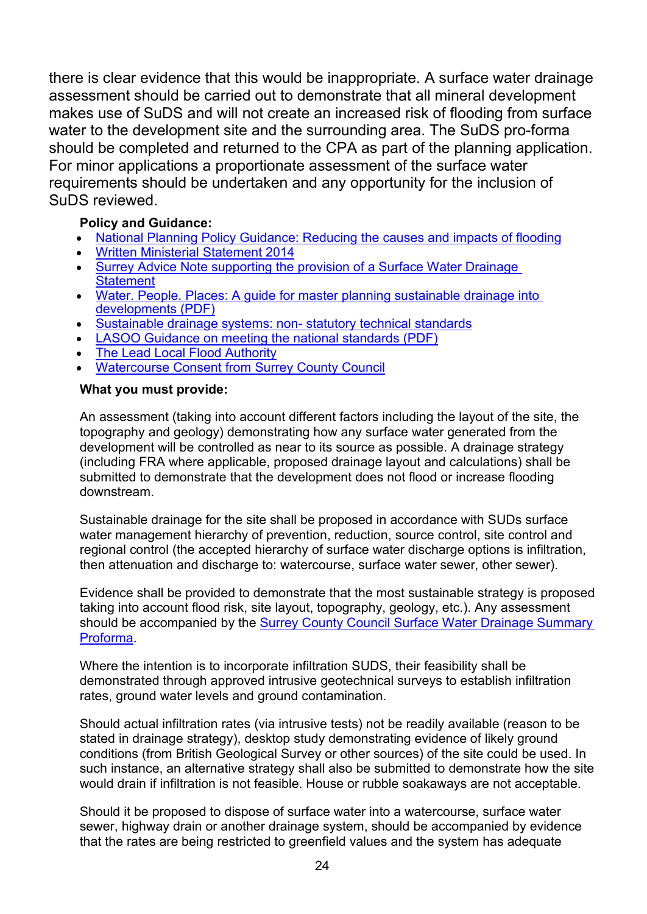there is clear evidence that this would be inappropriate. A surface water drainage assessment should be carried out to demonstrate that all mineral development makes use of SuDS and will not create an increased risk of flooding from surface water to the development site and the surrounding area. The SuDS pro-forma should be completed and returned to the CPA as part of the planning application. For minor applications a proportionate assessment of the surface water requirements should be undertaken and any opportunity for the inclusion of SuDS reviewed.

**Policy and Guidance:**

- National Planning Policy Guidance: Reducing the causes and impacts of flooding
- Written Ministerial Statement 2014
- Surrey Advice Note supporting the provision of a Surface Water Drainage Statement
- Water. People. Places: A guide for master planning sustainable drainage into developments (PDF)
- Sustainable drainage systems: non- statutory technical standards
- LASOO Guidance on meeting the national standards (PDF)
- The Lead Local Flood Authority
- Watercourse Consent from Surrey County Council

**What you must provide:**

An assessment (taking into account different factors including the layout of the site, the topography and geology) demonstrating how any surface water generated from the development will be controlled as near to its source as possible. A drainage strategy (including FRA where applicable, proposed drainage layout and calculations) shall be submitted to demonstrate that the development does not flood or increase flooding downstream.

Sustainable drainage for the site shall be proposed in accordance with SUDs surface water management hierarchy of prevention, reduction, source control, site control and regional control (the accepted hierarchy of surface water discharge options is infiltration, then attenuation and discharge to: watercourse, surface water sewer, other sewer).

Evidence shall be provided to demonstrate that the most sustainable strategy is proposed taking into account flood risk, site layout, topography, geology, etc.). Any assessment should be accompanied by the Surrey County Council Surface Water Drainage Summary Proforma.

Where the intention is to incorporate infiltration SUDS, their feasibility shall be demonstrated through approved intrusive geotechnical surveys to establish infiltration rates, ground water levels and ground contamination.

Should actual infiltration rates (via intrusive tests) not be readily available (reason to be stated in drainage strategy), desktop study demonstrating evidence of likely ground conditions (from British Geological Survey or other sources) of the site could be used. In such instance, an alternative strategy shall also be submitted to demonstrate how the site would drain if infiltration is not feasible. House or rubble soakaways are not acceptable.

Should it be proposed to dispose of surface water into a watercourse, surface water sewer, highway drain or another drainage system, should be accompanied by evidence that the rates are being restricted to greenfield values and the system has adequate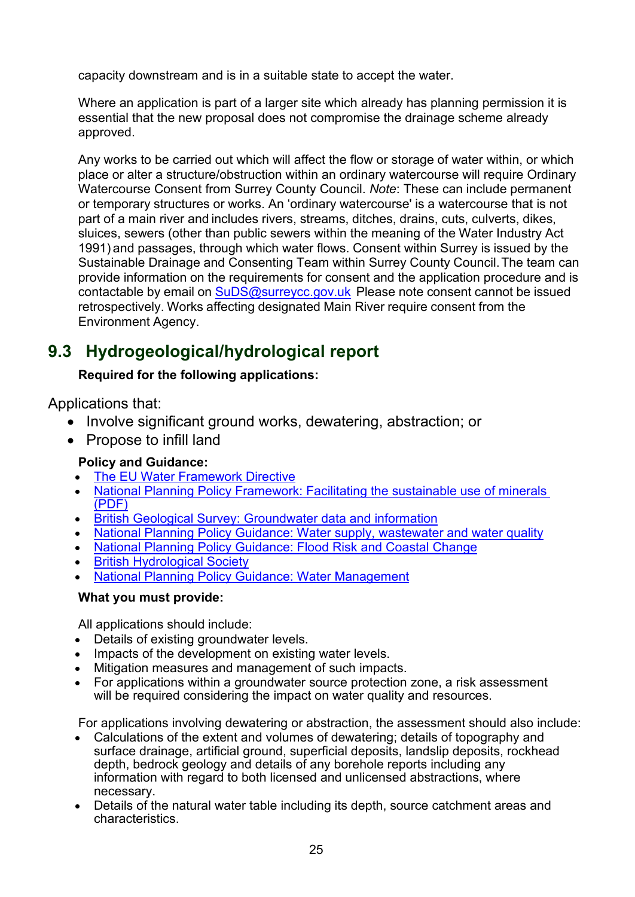capacity downstream and is in a suitable state to accept the water.

Where an application is part of a larger site which already has planning permission it is essential that the new proposal does not compromise the drainage scheme already approved.

Any works to be carried out which will affect the flow or storage of water within, or which place or alter a structure/obstruction within an ordinary watercourse will require Ordinary Watercourse Consent from Surrey County Council. *Note*: These can include permanent or temporary structures or works. An 'ordinary watercourse' is a watercourse that is not part of a main river and includes rivers, streams, ditches, drains, cuts, culverts, dikes, sluices, sewers (other than public sewers within the meaning of the Water Industry Act 1991) and passages, through which water flows. Consent within Surrey is issued by the Sustainable Drainage and Consenting Team within Surrey County Council. The team can provide information on the requirements for consent and the application procedure and is contactable by email on SuDS@surreycc.gov.uk Please note consent cannot be issued retrospectively. Works affecting designated Main River require consent from the Environment Agency.

## 9.3 Hydrogeological/hydrological report

**Required for the following applications:**

Applications that:

- Involve significant ground works, dewatering, abstraction; or
- Propose to infill land

**Policy and Guidance:**

- The EU Water Framework Directive
- National Planning Policy Framework: Facilitating the sustainable use of minerals (PDF)
- British Geological Survey: Groundwater data and information
- National Planning Policy Guidance: Water supply, wastewater and water quality
- National Planning Policy Guidance: Flood Risk and Coastal Change
- British Hydrological Society
- National Planning Policy Guidance: Water Management

**What you must provide:**

All applications should include:

- Details of existing groundwater levels.
- Impacts of the development on existing water levels.
- Mitigation measures and management of such impacts.
- For applications within a groundwater source protection zone, a risk assessment will be required considering the impact on water quality and resources.

For applications involving dewatering or abstraction, the assessment should also include:

- Calculations of the extent and volumes of dewatering; details of topography and surface drainage, artificial ground, superficial deposits, landslip deposits, rockhead depth, bedrock geology and details of any borehole reports including any information with regard to both licensed and unlicensed abstractions, where necessary.
- Details of the natural water table including its depth, source catchment areas and characteristics.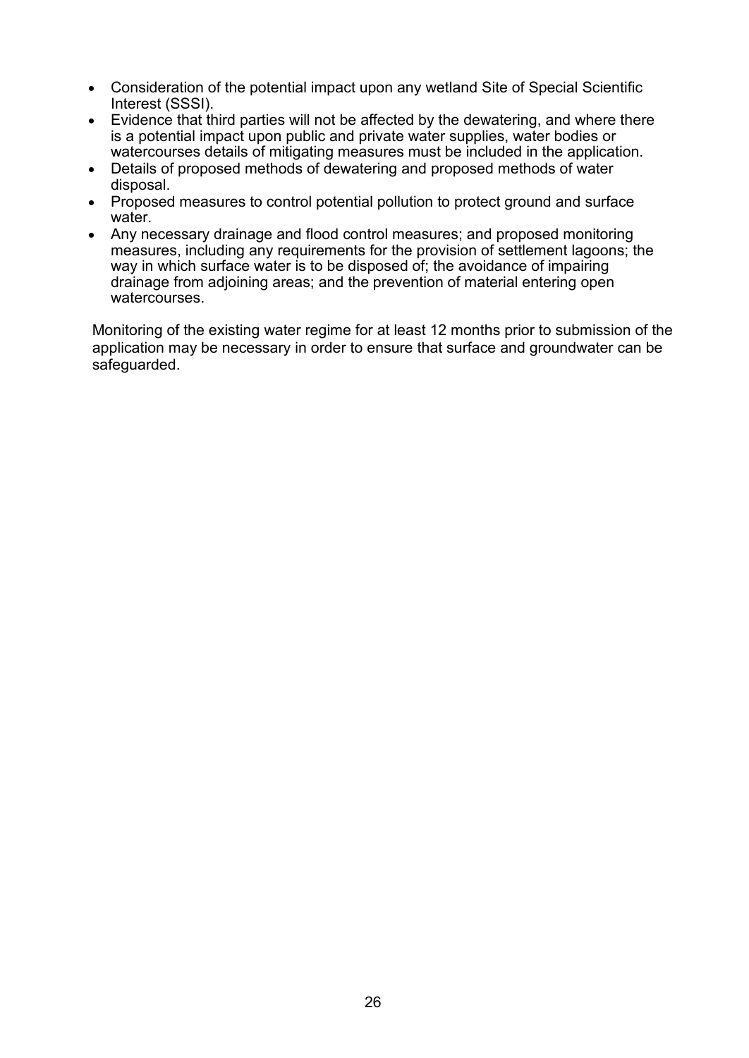- Consideration of the potential impact upon any wetland Site of Special Scientific Interest (SSSI).
- Evidence that third parties will not be affected by the dewatering, and where there is a potential impact upon public and private water supplies, water bodies or watercourses details of mitigating measures must be included in the application.
- Details of proposed methods of dewatering and proposed methods of water disposal.
- Proposed measures to control potential pollution to protect ground and surface water.
- Any necessary drainage and flood control measures; and proposed monitoring measures, including any requirements for the provision of settlement lagoons; the way in which surface water is to be disposed of; the avoidance of impairing drainage from adjoining areas; and the prevention of material entering open watercourses.

Monitoring of the existing water regime for at least 12 months prior to submission of the application may be necessary in order to ensure that surface and groundwater can be safeguarded.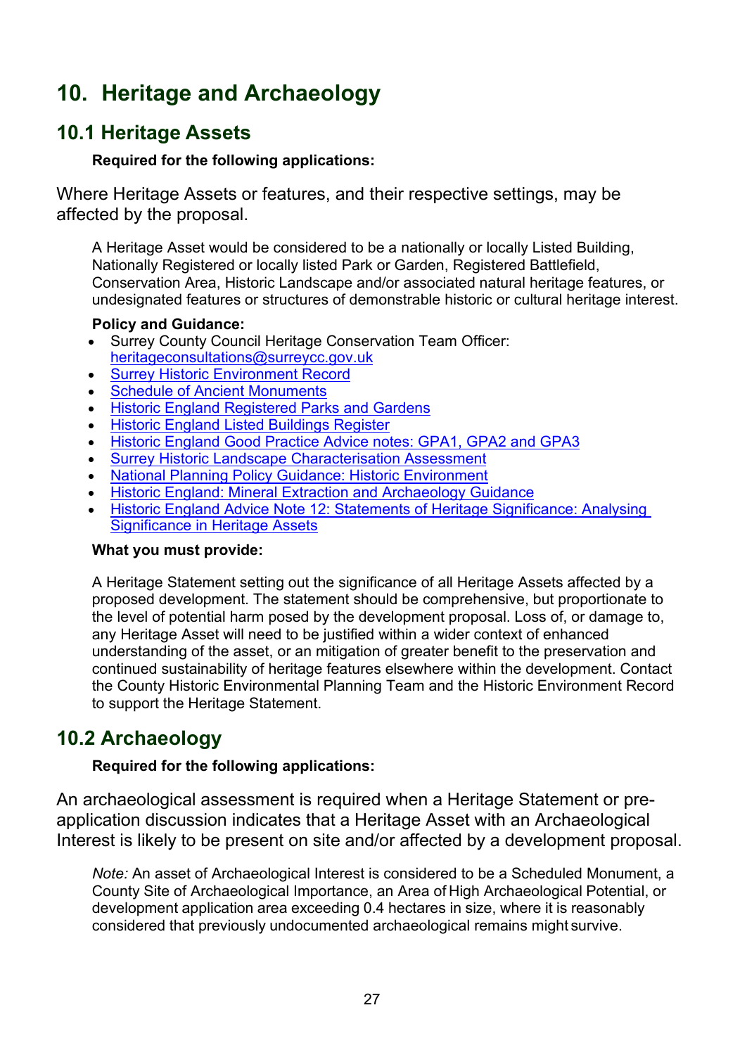# 10. Heritage and Archaeology

## 10.1 Heritage Assets

**Required for the following applications:**

Where Heritage Assets or features, and their respective settings, may be affected by the proposal.

A Heritage Asset would be considered to be a nationally or locally Listed Building, Nationally Registered or locally listed Park or Garden, Registered Battlefield, Conservation Area, Historic Landscape and/or associated natural heritage features, or undesignated features or structures of demonstrable historic or cultural heritage interest.

**Policy and Guidance:**

- Surrey County Council Heritage Conservation Team Officer: heritageconsultations@surreycc.gov.uk
- Surrey Historic Environment Record
- Schedule of Ancient Monuments
- Historic England Registered Parks and Gardens
- Historic England Listed Buildings Register
- Historic England Good Practice Advice notes: GPA1, GPA2 and GPA3
- Surrey Historic Landscape Characterisation Assessment
- National Planning Policy Guidance: Historic Environment
- Historic England: Mineral Extraction and Archaeology Guidance
- Historic England Advice Note 12: Statements of Heritage Significance: Analysing Significance in Heritage Assets

**What you must provide:**

A Heritage Statement setting out the significance of all Heritage Assets affected by a proposed development. The statement should be comprehensive, but proportionate to the level of potential harm posed by the development proposal. Loss of, or damage to, any Heritage Asset will need to be justified within a wider context of enhanced understanding of the asset, or an mitigation of greater benefit to the preservation and continued sustainability of heritage features elsewhere within the development. Contact the County Historic Environmental Planning Team and the Historic Environment Record to support the Heritage Statement.

## 10.2 Archaeology

**Required for the following applications:**

An archaeological assessment is required when a Heritage Statement or pre-application discussion indicates that a Heritage Asset with an Archaeological Interest is likely to be present on site and/or affected by a development proposal.

*Note:* An asset of Archaeological Interest is considered to be a Scheduled Monument, a County Site of Archaeological Importance, an Area of High Archaeological Potential, or development application area exceeding 0.4 hectares in size, where it is reasonably considered that previously undocumented archaeological remains might survive.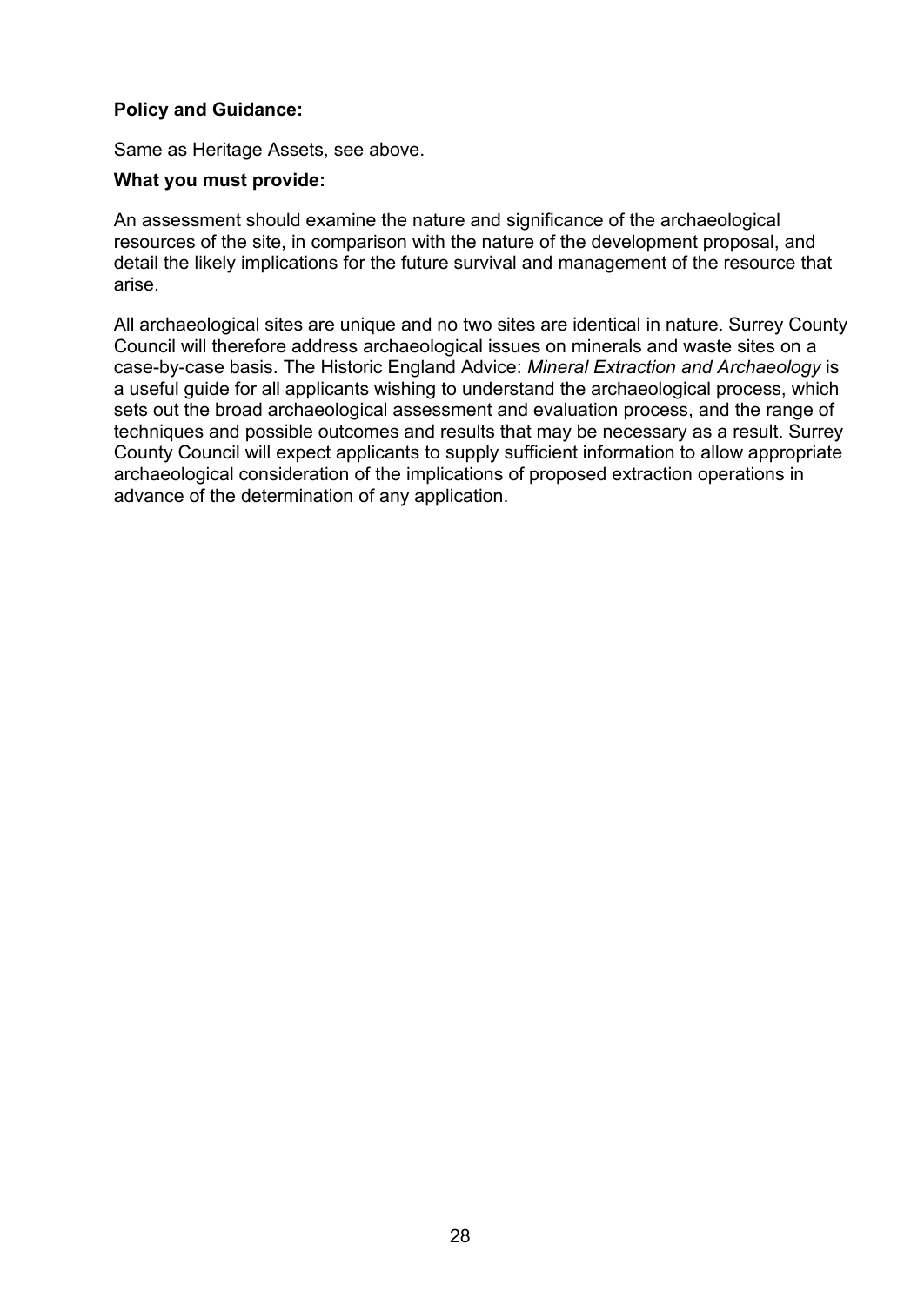**Policy and Guidance:**

Same as Heritage Assets, see above.

**What you must provide:**

An assessment should examine the nature and significance of the archaeological resources of the site, in comparison with the nature of the development proposal, and detail the likely implications for the future survival and management of the resource that arise.

All archaeological sites are unique and no two sites are identical in nature. Surrey County Council will therefore address archaeological issues on minerals and waste sites on a case-by-case basis. The Historic England Advice: *Mineral Extraction and Archaeology* is a useful guide for all applicants wishing to understand the archaeological process, which sets out the broad archaeological assessment and evaluation process, and the range of techniques and possible outcomes and results that may be necessary as a result. Surrey County Council will expect applicants to supply sufficient information to allow appropriate archaeological consideration of the implications of proposed extraction operations in advance of the determination of any application.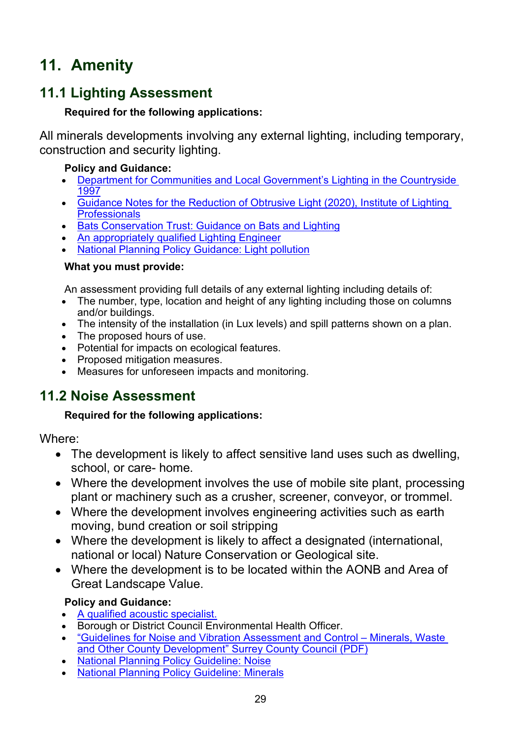# 11. Amenity

## 11.1 Lighting Assessment

**Required for the following applications:**

All minerals developments involving any external lighting, including temporary, construction and security lighting.

**Policy and Guidance:**

- Department for Communities and Local Government's Lighting in the Countryside 1997
- Guidance Notes for the Reduction of Obtrusive Light (2020), Institute of Lighting Professionals
- Bats Conservation Trust: Guidance on Bats and Lighting
- An appropriately qualified Lighting Engineer
- National Planning Policy Guidance: Light pollution

**What you must provide:**

An assessment providing full details of any external lighting including details of:

- The number, type, location and height of any lighting including those on columns and/or buildings.
- The intensity of the installation (in Lux levels) and spill patterns shown on a plan.
- The proposed hours of use.
- Potential for impacts on ecological features.
- Proposed mitigation measures.
- Measures for unforeseen impacts and monitoring.

## 11.2 Noise Assessment

**Required for the following applications:**

Where:

- The development is likely to affect sensitive land uses such as dwelling, school, or care- home.
- Where the development involves the use of mobile site plant, processing plant or machinery such as a crusher, screener, conveyor, or trommel.
- Where the development involves engineering activities such as earth moving, bund creation or soil stripping
- Where the development is likely to affect a designated (international, national or local) Nature Conservation or Geological site.
- Where the development is to be located within the AONB and Area of Great Landscape Value.

**Policy and Guidance:**

- A qualified acoustic specialist.
- Borough or District Council Environmental Health Officer.
- "Guidelines for Noise and Vibration Assessment and Control – Minerals, Waste and Other County Development" Surrey County Council (PDF)
- National Planning Policy Guideline: Noise
- National Planning Policy Guideline: Minerals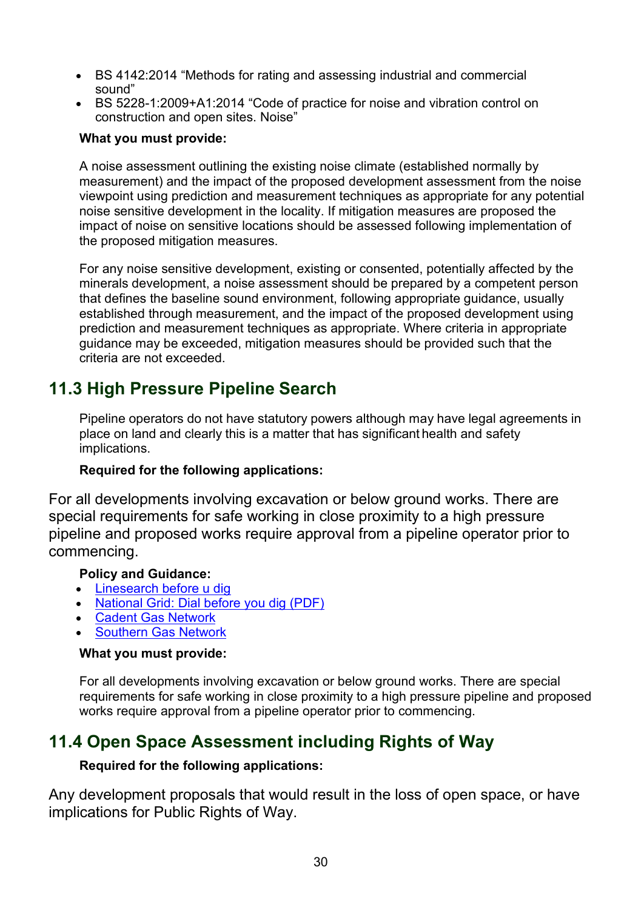- BS 4142:2014 “Methods for rating and assessing industrial and commercial sound”
- BS 5228-1:2009+A1:2014 “Code of practice for noise and vibration control on construction and open sites. Noise”

**What you must provide:**

A noise assessment outlining the existing noise climate (established normally by measurement) and the impact of the proposed development assessment from the noise viewpoint using prediction and measurement techniques as appropriate for any potential noise sensitive development in the locality. If mitigation measures are proposed the impact of noise on sensitive locations should be assessed following implementation of the proposed mitigation measures.

For any noise sensitive development, existing or consented, potentially affected by the minerals development, a noise assessment should be prepared by a competent person that defines the baseline sound environment, following appropriate guidance, usually established through measurement, and the impact of the proposed development using prediction and measurement techniques as appropriate. Where criteria in appropriate guidance may be exceeded, mitigation measures should be provided such that the criteria are not exceeded.

## 11.3 High Pressure Pipeline Search

Pipeline operators do not have statutory powers although may have legal agreements in place on land and clearly this is a matter that has significant health and safety implications.

**Required for the following applications:**

For all developments involving excavation or below ground works. There are special requirements for safe working in close proximity to a high pressure pipeline and proposed works require approval from a pipeline operator prior to commencing.

**Policy and Guidance:**

- Linesearch before u dig
- National Grid: Dial before you dig (PDF)
- Cadent Gas Network
- Southern Gas Network

**What you must provide:**

For all developments involving excavation or below ground works. There are special requirements for safe working in close proximity to a high pressure pipeline and proposed works require approval from a pipeline operator prior to commencing.

## 11.4 Open Space Assessment including Rights of Way

**Required for the following applications:**

Any development proposals that would result in the loss of open space, or have implications for Public Rights of Way.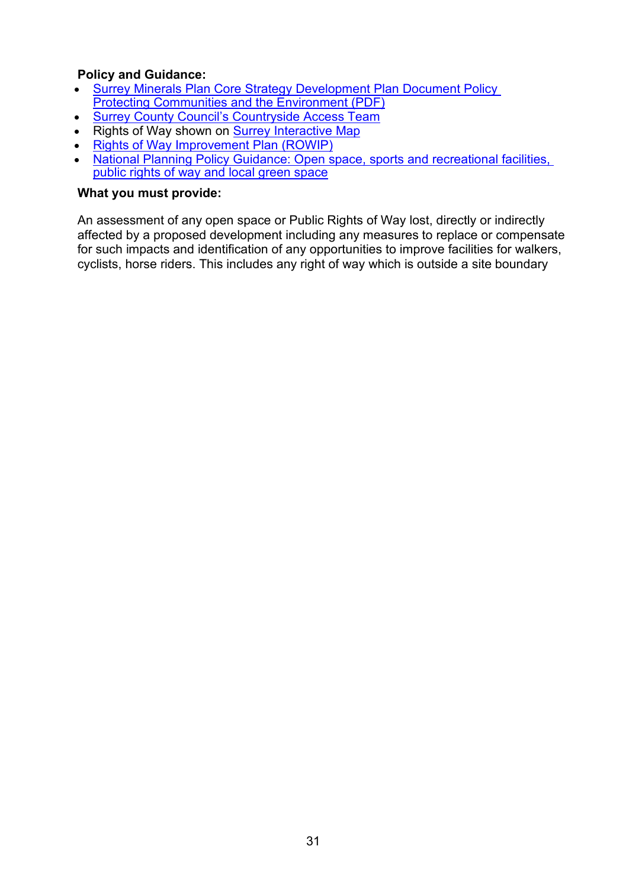**Policy and Guidance:**

- Surrey Minerals Plan Core Strategy Development Plan Document Policy Protecting Communities and the Environment (PDF)
- Surrey County Council's Countryside Access Team
- Rights of Way shown on Surrey Interactive Map
- Rights of Way Improvement Plan (ROWIP)
- National Planning Policy Guidance: Open space, sports and recreational facilities, public rights of way and local green space

**What you must provide:**

An assessment of any open space or Public Rights of Way lost, directly or indirectly affected by a proposed development including any measures to replace or compensate for such impacts and identification of any opportunities to improve facilities for walkers, cyclists, horse riders. This includes any right of way which is outside a site boundary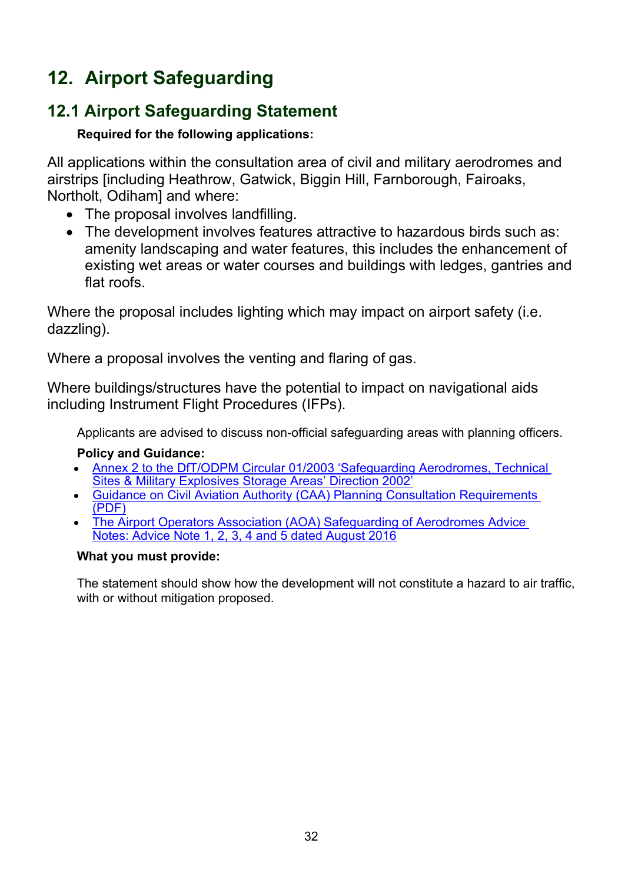# 12. Airport Safeguarding

## 12.1 Airport Safeguarding Statement

**Required for the following applications:**

All applications within the consultation area of civil and military aerodromes and airstrips [including Heathrow, Gatwick, Biggin Hill, Farnborough, Fairoaks, Northolt, Odiham] and where:

- The proposal involves landfilling.
- The development involves features attractive to hazardous birds such as: amenity landscaping and water features, this includes the enhancement of existing wet areas or water courses and buildings with ledges, gantries and flat roofs.

Where the proposal includes lighting which may impact on airport safety (i.e. dazzling).

Where a proposal involves the venting and flaring of gas.

Where buildings/structures have the potential to impact on navigational aids including Instrument Flight Procedures (IFPs).

Applicants are advised to discuss non-official safeguarding areas with planning officers.

**Policy and Guidance:**

- Annex 2 to the DfT/ODPM Circular 01/2003 'Safeguarding Aerodromes, Technical Sites & Military Explosives Storage Areas' Direction 2002'
- Guidance on Civil Aviation Authority (CAA) Planning Consultation Requirements (PDF)
- The Airport Operators Association (AOA) Safeguarding of Aerodromes Advice Notes: Advice Note 1, 2, 3, 4 and 5 dated August 2016

**What you must provide:**

The statement should show how the development will not constitute a hazard to air traffic, with or without mitigation proposed.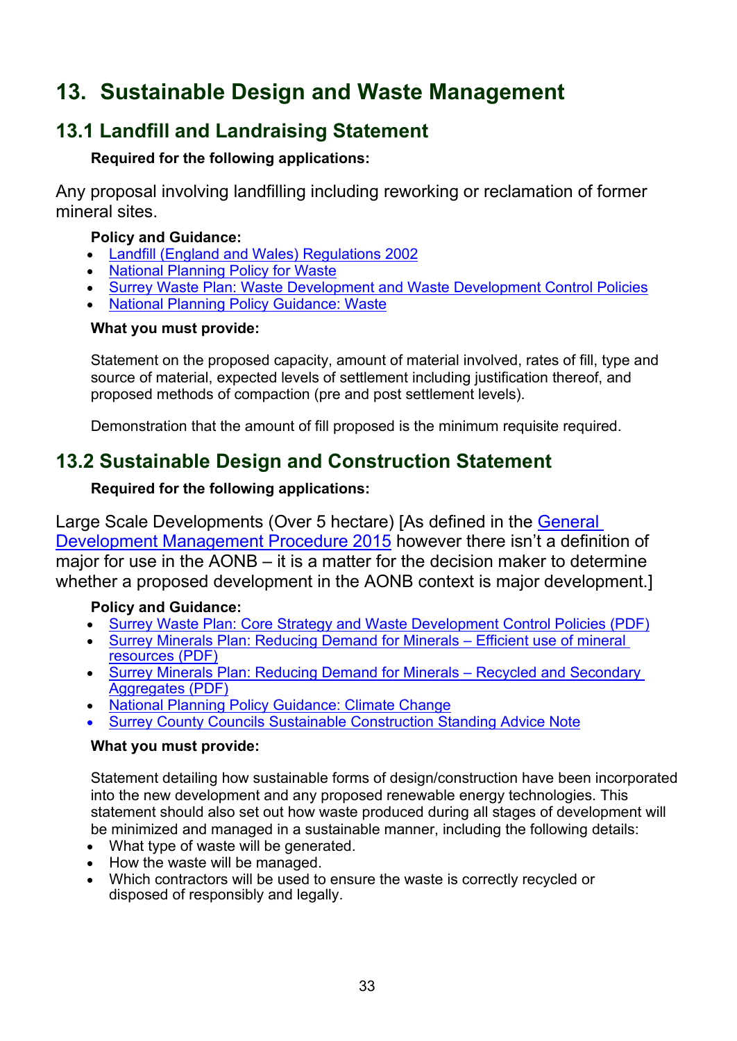# 13. Sustainable Design and Waste Management

## 13.1 Landfill and Landraising Statement

**Required for the following applications:**

Any proposal involving landfilling including reworking or reclamation of former mineral sites.

**Policy and Guidance:**

- Landfill (England and Wales) Regulations 2002
- National Planning Policy for Waste
- Surrey Waste Plan: Waste Development and Waste Development Control Policies
- National Planning Policy Guidance: Waste

**What you must provide:**

Statement on the proposed capacity, amount of material involved, rates of fill, type and source of material, expected levels of settlement including justification thereof, and proposed methods of compaction (pre and post settlement levels).

Demonstration that the amount of fill proposed is the minimum requisite required.

## 13.2 Sustainable Design and Construction Statement

**Required for the following applications:**

Large Scale Developments (Over 5 hectare) [As defined in the General Development Management Procedure 2015 however there isn't a definition of major for use in the AONB – it is a matter for the decision maker to determine whether a proposed development in the AONB context is major development.]

**Policy and Guidance:**

- Surrey Waste Plan: Core Strategy and Waste Development Control Policies (PDF)
- Surrey Minerals Plan: Reducing Demand for Minerals – Efficient use of mineral resources (PDF)
- Surrey Minerals Plan: Reducing Demand for Minerals – Recycled and Secondary Aggregates (PDF)
- National Planning Policy Guidance: Climate Change
- Surrey County Councils Sustainable Construction Standing Advice Note

**What you must provide:**

Statement detailing how sustainable forms of design/construction have been incorporated into the new development and any proposed renewable energy technologies. This statement should also set out how waste produced during all stages of development will be minimized and managed in a sustainable manner, including the following details:

- What type of waste will be generated.
- How the waste will be managed.
- Which contractors will be used to ensure the waste is correctly recycled or disposed of responsibly and legally.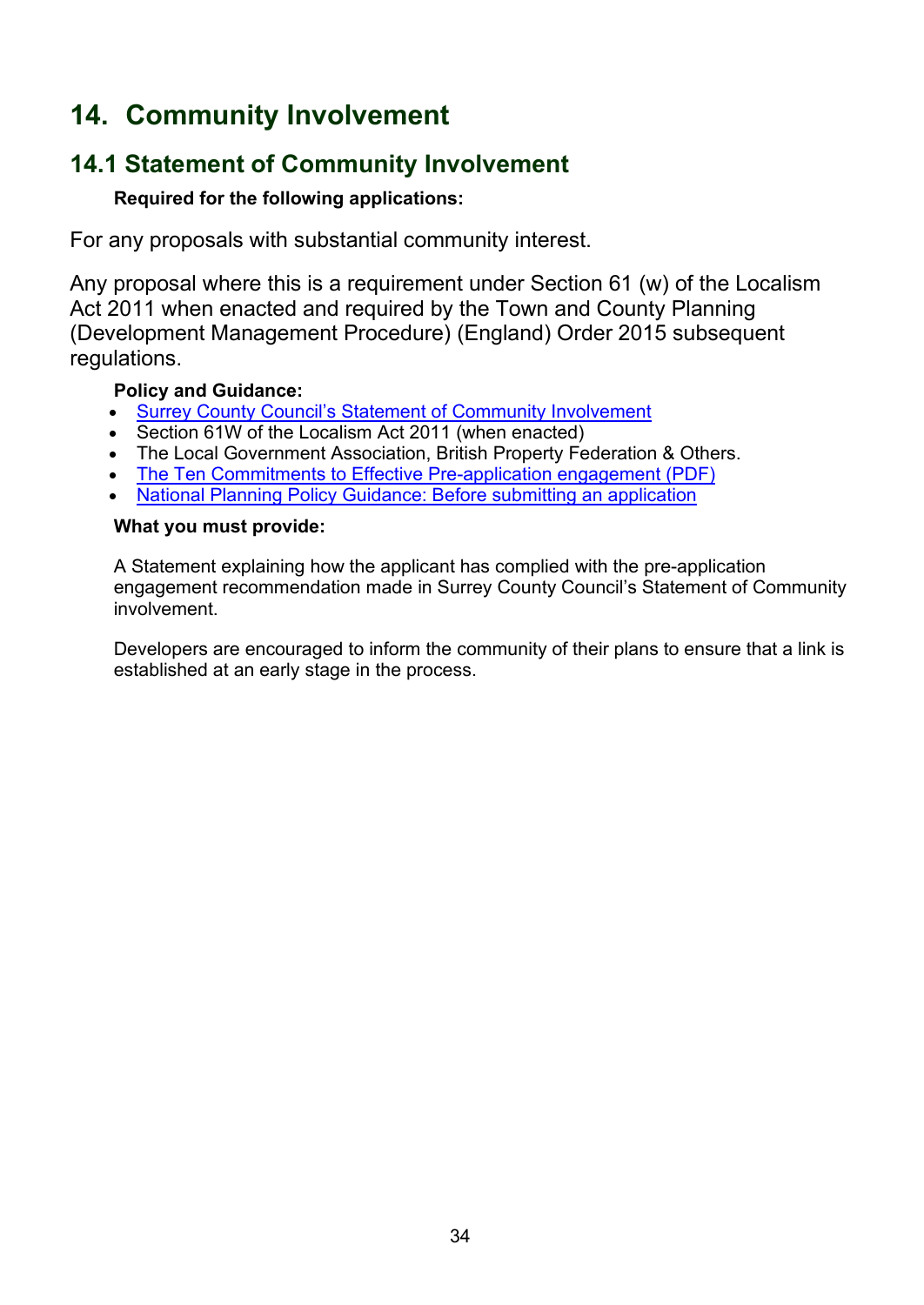# 14. Community Involvement

## 14.1 Statement of Community Involvement

**Required for the following applications:**

For any proposals with substantial community interest.

Any proposal where this is a requirement under Section 61 (w) of the Localism Act 2011 when enacted and required by the Town and County Planning (Development Management Procedure) (England) Order 2015 subsequent regulations.

**Policy and Guidance:**

- Surrey County Council's Statement of Community Involvement
- Section 61W of the Localism Act 2011 (when enacted)
- The Local Government Association, British Property Federation & Others.
- The Ten Commitments to Effective Pre-application engagement (PDF)
- National Planning Policy Guidance: Before submitting an application

**What you must provide:**

A Statement explaining how the applicant has complied with the pre-application engagement recommendation made in Surrey County Council's Statement of Community involvement.

Developers are encouraged to inform the community of their plans to ensure that a link is established at an early stage in the process.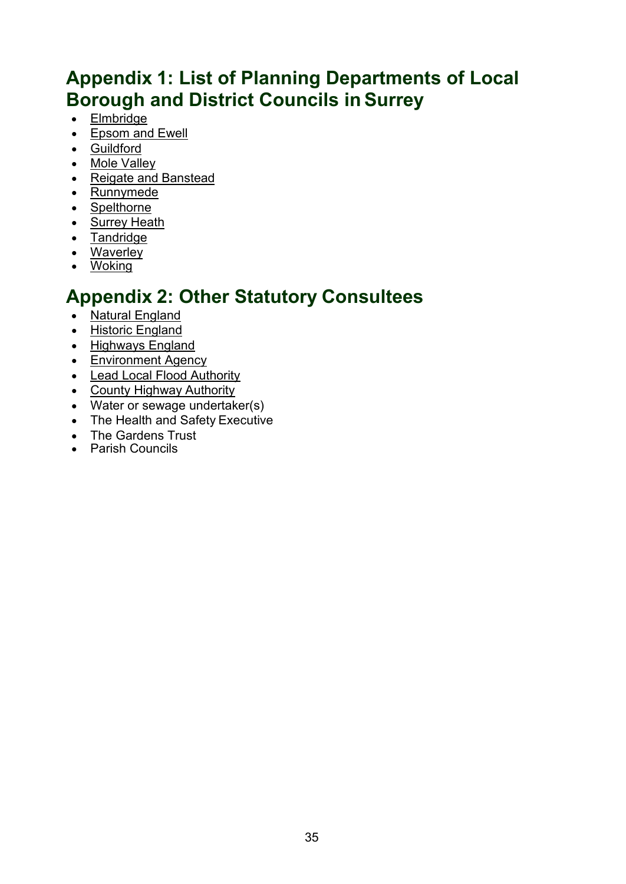## Appendix 1: List of Planning Departments of Local Borough and District Councils in Surrey

- Elmbridge
- Epsom and Ewell
- Guildford
- Mole Valley
- Reigate and Banstead
- Runnymede
- Spelthorne
- Surrey Heath
- Tandridge
- Waverley
- Woking

## Appendix 2: Other Statutory Consultees

- Natural England
- Historic England
- Highways England
- Environment Agency
- Lead Local Flood Authority
- County Highway Authority
- Water or sewage undertaker(s)
- The Health and Safety Executive
- The Gardens Trust
- Parish Councils